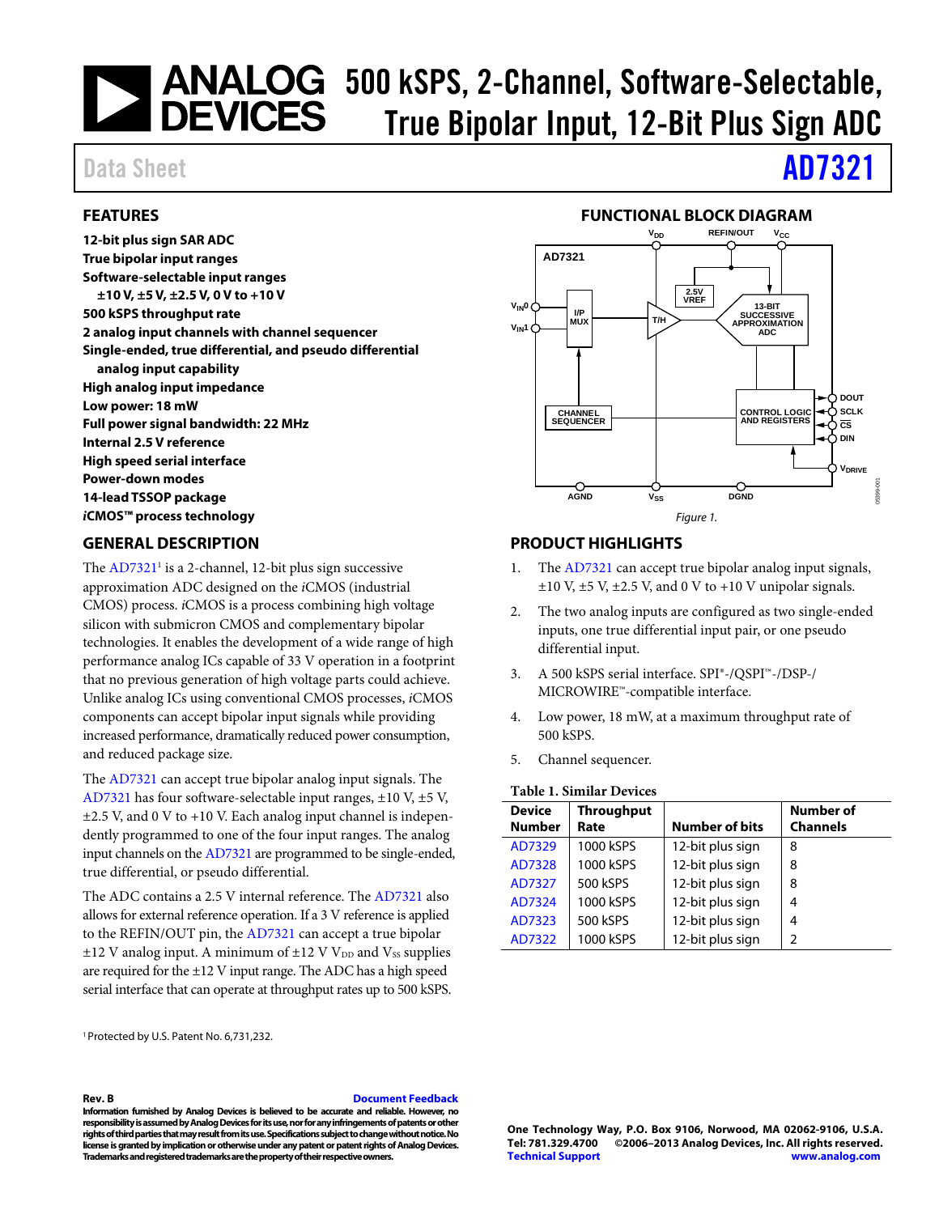# 500 kSPS, 2-Channel, Software-Selectable, True Bipolar Input, 12-Bit Plus Sign ADC

Data Sheet **AD7321**

## FEATURES

**12-bit plus sign SAR ADC**
**True bipolar input ranges**
**Software-selectable input ranges**
**±10 V, ±5 V, ±2.5 V, 0 V to +10 V**
**500 kSPS throughput rate**
**2 analog input channels with channel sequencer**
**Single-ended, true differential, and pseudo differential analog input capability**
**High analog input impedance**
**Low power: 18 mW**
**Full power signal bandwidth: 22 MHz**
**Internal 2.5 V reference**
**High speed serial interface**
**Power-down modes**
**14-lead TSSOP package**
***i*CMOS™ process technology**

## FUNCTIONAL BLOCK DIAGRAM

*Figure 1.*

## GENERAL DESCRIPTION

The AD7321[1] is a 2-channel, 12-bit plus sign successive approximation ADC designed on the *i*CMOS (industrial CMOS) process. *i*CMOS is a process combining high voltage silicon with submicron CMOS and complementary bipolar technologies. It enables the development of a wide range of high performance analog ICs capable of 33 V operation in a footprint that no previous generation of high voltage parts could achieve. Unlike analog ICs using conventional CMOS processes, *i*CMOS components can accept bipolar input signals while providing increased performance, dramatically reduced power consumption, and reduced package size.

The AD7321 can accept true bipolar analog input signals. The AD7321 has four software-selectable input ranges, ±10 V, ±5 V, ±2.5 V, and 0 V to +10 V. Each analog input channel is independently programmed to one of the four input ranges. The analog input channels on the AD7321 are programmed to be single-ended, true differential, or pseudo differential.

The ADC contains a 2.5 V internal reference. The AD7321 also allows for external reference operation. If a 3 V reference is applied to the REFIN/OUT pin, the AD7321 can accept a true bipolar ±12 V analog input. A minimum of ±12 V $V_{DD}$ and $V_{SS}$ supplies are required for the ±12 V input range. The ADC has a high speed serial interface that can operate at throughput rates up to 500 kSPS.

[1] Protected by U.S. Patent No. 6,731,232.

## PRODUCT HIGHLIGHTS

1. The AD7321 can accept true bipolar analog input signals, ±10 V, ±5 V, ±2.5 V, and 0 V to +10 V unipolar signals.
2. The two analog inputs are configured as two single-ended inputs, one true differential input pair, or one pseudo differential input.
3. A 500 kSPS serial interface. SPI®-/QSPI™-/DSP-/MICROWIRE™-compatible interface.
4. Low power, 18 mW, at a maximum throughput rate of 500 kSPS.
5. Channel sequencer.

**Table 1. Similar Devices**

| Device Number | Throughput Rate | Number of bits | Number of Channels |
|---|---|---|---|
| AD7329 | 1000 kSPS | 12-bit plus sign | 8 |
| AD7328 | 1000 kSPS | 12-bit plus sign | 8 |
| AD7327 | 500 kSPS | 12-bit plus sign | 8 |
| AD7324 | 1000 kSPS | 12-bit plus sign | 4 |
| AD7323 | 500 kSPS | 12-bit plus sign | 4 |
| AD7322 | 1000 kSPS | 12-bit plus sign | 2 |

**Rev. B** Document Feedback

**Information furnished by Analog Devices is believed to be accurate and reliable. However, no responsibility is assumed by Analog Devices for its use, nor for any infringements of patents or other rights of third parties that may result from its use. Specifications subject to change without notice. No license is granted by implication or otherwise under any patent or patent rights of Analog Devices. Trademarks and registered trademarks are the property of their respective owners.**

**One Technology Way, P.O. Box 9106, Norwood, MA 02062-9106, U.S.A.**
**Tel: 781.329.4700 ©2006–2013 Analog Devices, Inc. All rights reserved.**
**Technical Support www.analog.com**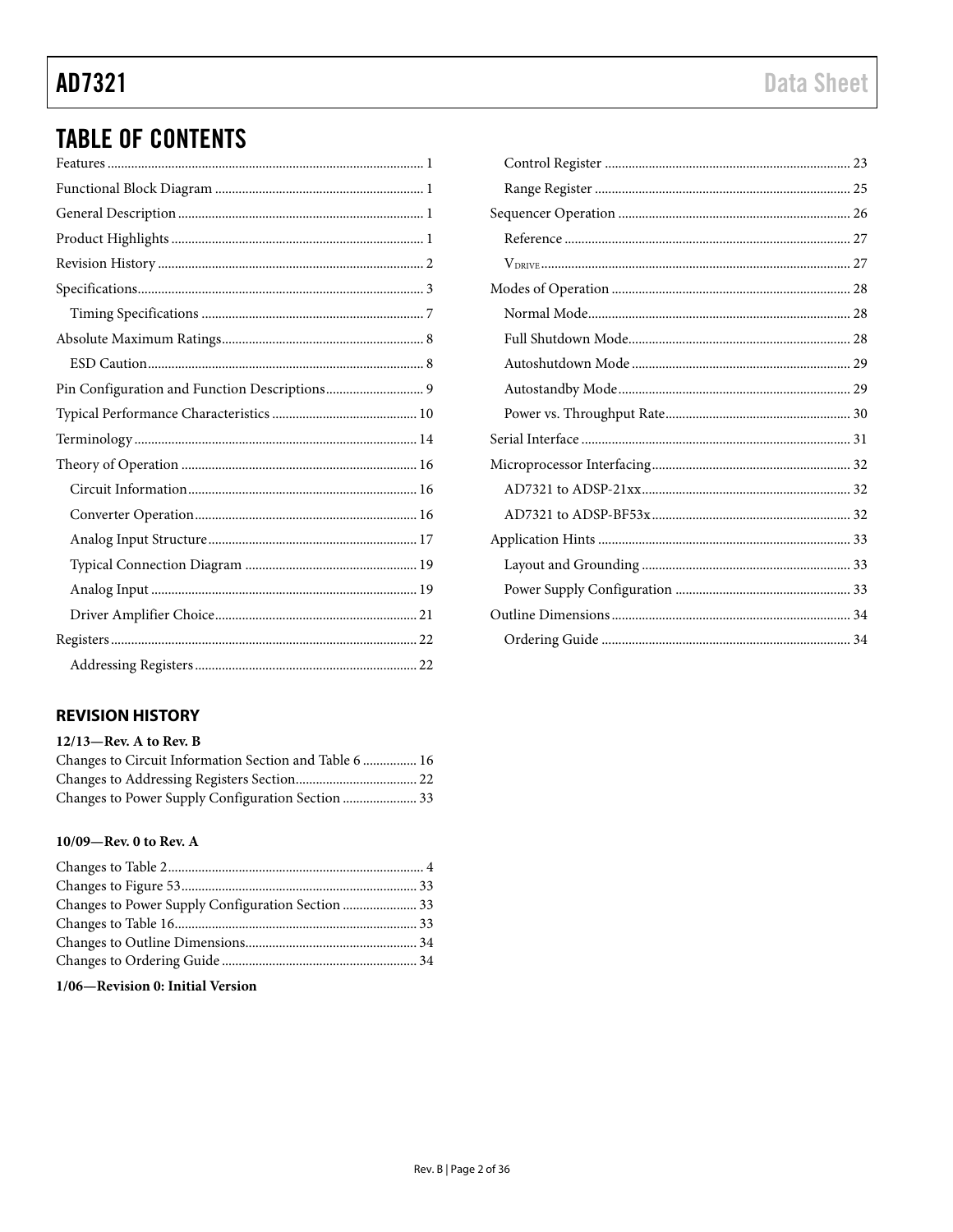## TABLE OF CONTENTS

Features ... 1
Functional Block Diagram ... 1
General Description ... 1
Product Highlights ... 1
Revision History ... 2
Specifications ... 3
  Timing Specifications ... 7
Absolute Maximum Ratings ... 8
  ESD Caution ... 8
Pin Configuration and Function Descriptions ... 9
Typical Performance Characteristics ... 10
Terminology ... 14
Theory of Operation ... 16
  Circuit Information ... 16
  Converter Operation ... 16
  Analog Input Structure ... 17
  Typical Connection Diagram ... 19
  Analog Input ... 19
  Driver Amplifier Choice ... 21
Registers ... 22
  Addressing Registers ... 22
  Control Register ... 23
  Range Register ... 25
Sequencer Operation ... 26
  Reference ... 27
  $V_{DRIVE}$ ... 27
Modes of Operation ... 28
  Normal Mode ... 28
  Full Shutdown Mode ... 28
  Autoshutdown Mode ... 29
  Autostandby Mode ... 29
  Power vs. Throughput Rate ... 30
Serial Interface ... 31
Microprocessor Interfacing ... 32
  AD7321 to ADSP-21xx ... 32
  AD7321 to ADSP-BF53x ... 32
Application Hints ... 33
  Layout and Grounding ... 33
  Power Supply Configuration ... 33
Outline Dimensions ... 34
  Ordering Guide ... 34

## REVISION HISTORY

**12/13—Rev. A to Rev. B**

Changes to Circuit Information Section and Table 6 ... 16
Changes to Addressing Registers Section ... 22
Changes to Power Supply Configuration Section ... 33

**10/09—Rev. 0 to Rev. A**

Changes to Table 2 ... 4
Changes to Figure 53 ... 33
Changes to Power Supply Configuration Section ... 33
Changes to Table 16 ... 33
Changes to Outline Dimensions ... 34
Changes to Ordering Guide ... 34

**1/06—Revision 0: Initial Version**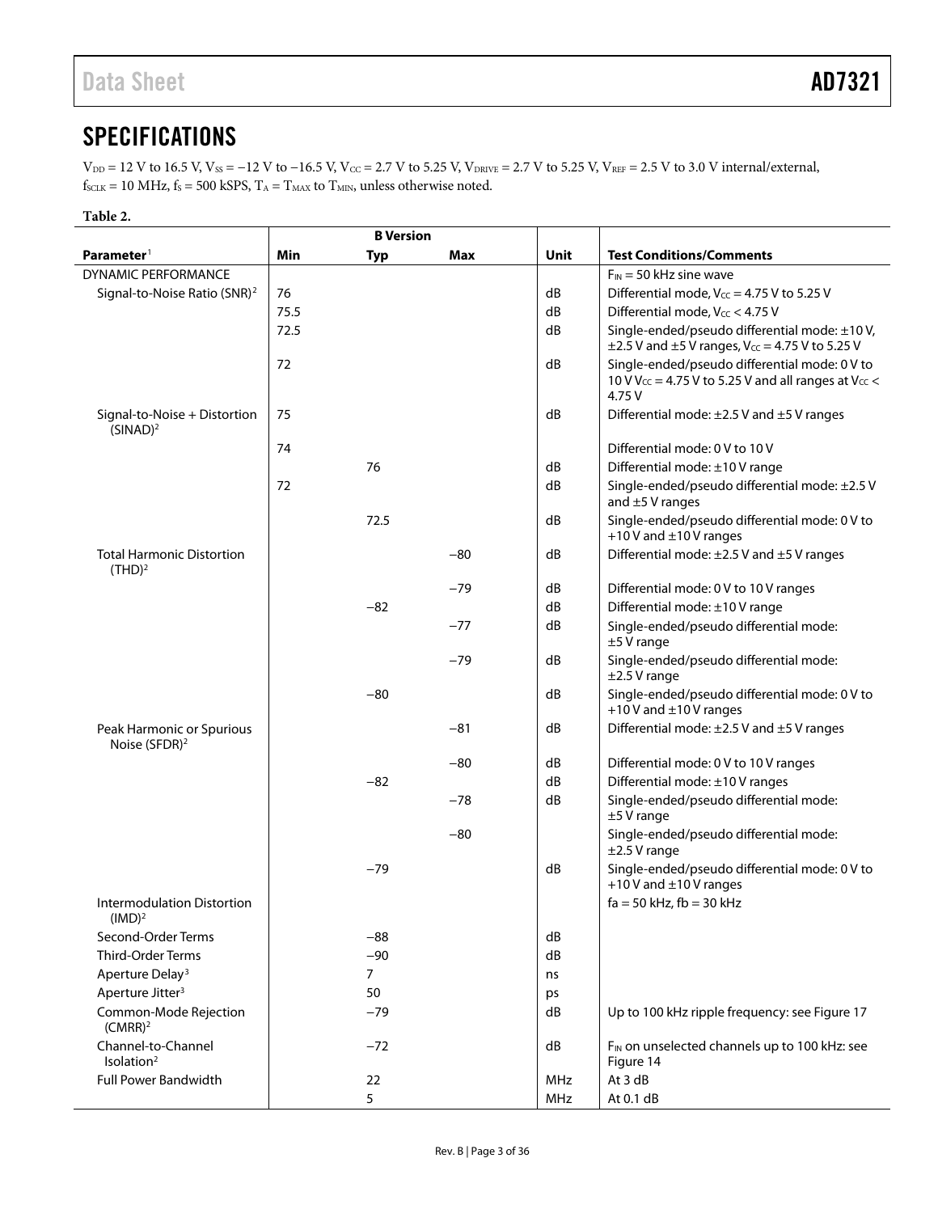# SPECIFICATIONS

$V_{DD}$ = 12 V to 16.5 V, $V_{SS}$ = −12 V to −16.5 V, $V_{CC}$ = 2.7 V to 5.25 V, $V_{DRIVE}$ = 2.7 V to 5.25 V, $V_{REF}$ = 2.5 V to 3.0 V internal/external, $f_{SCLK}$ = 10 MHz, $f_S$ = 500 kSPS, $T_A$ = $T_{MAX}$ to $T_{MIN}$, unless otherwise noted.

**Table 2.**

| Parameter[1] | B Version Min | B Version Typ | B Version Max | Unit | Test Conditions/Comments |
|---|---|---|---|---|---|
| DYNAMIC PERFORMANCE | | | | | $F_{IN}$ = 50 kHz sine wave |
| Signal-to-Noise Ratio (SNR)[2] | 76 | | | dB | Differential mode, $V_{CC}$ = 4.75 V to 5.25 V |
| | 75.5 | | | dB | Differential mode, $V_{CC}$ < 4.75 V |
| | 72.5 | | | dB | Single-ended/pseudo differential mode: ±10 V, ±2.5 V and ±5 V ranges, $V_{CC}$ = 4.75 V to 5.25 V |
| | 72 | | | dB | Single-ended/pseudo differential mode: 0 V to 10 V $V_{CC}$ = 4.75 V to 5.25 V and all ranges at $V_{CC}$ < 4.75 V |
| Signal-to-Noise + Distortion (SINAD)[2] | 75 | | | dB | Differential mode: ±2.5 V and ±5 V ranges |
| | 74 | | | | Differential mode: 0 V to 10 V |
| | | 76 | | dB | Differential mode: ±10 V range |
| | 72 | | | dB | Single-ended/pseudo differential mode: ±2.5 V and ±5 V ranges |
| | | 72.5 | | dB | Single-ended/pseudo differential mode: 0 V to +10 V and ±10 V ranges |
| Total Harmonic Distortion (THD)[2] | | | −80 | dB | Differential mode: ±2.5 V and ±5 V ranges |
| | | | −79 | dB | Differential mode: 0 V to 10 V ranges |
| | | −82 | | dB | Differential mode: ±10 V range |
| | | | −77 | dB | Single-ended/pseudo differential mode: ±5 V range |
| | | | −79 | dB | Single-ended/pseudo differential mode: ±2.5 V range |
| | | −80 | | dB | Single-ended/pseudo differential mode: 0 V to +10 V and ±10 V ranges |
| Peak Harmonic or Spurious Noise (SFDR)[2] | | | −81 | dB | Differential mode: ±2.5 V and ±5 V ranges |
| | | | −80 | dB | Differential mode: 0 V to 10 V ranges |
| | | −82 | | dB | Differential mode: ±10 V ranges |
| | | | −78 | dB | Single-ended/pseudo differential mode: ±5 V range |
| | | | −80 | | Single-ended/pseudo differential mode: ±2.5 V range |
| | | −79 | | dB | Single-ended/pseudo differential mode: 0 V to +10 V and ±10 V ranges |
| Intermodulation Distortion (IMD)[2] | | | | | fa = 50 kHz, fb = 30 kHz |
| Second-Order Terms | | −88 | | dB | |
| Third-Order Terms | | −90 | | dB | |
| Aperture Delay[3] | | 7 | | ns | |
| Aperture Jitter[3] | | 50 | | ps | |
| Common-Mode Rejection (CMRR)[2] | | −79 | | dB | Up to 100 kHz ripple frequency: see Figure 17 |
| Channel-to-Channel Isolation[2] | | −72 | | dB | $F_{IN}$ on unselected channels up to 100 kHz: see Figure 14 |
| Full Power Bandwidth | | 22 | | MHz | At 3 dB |
| | | 5 | | MHz | At 0.1 dB |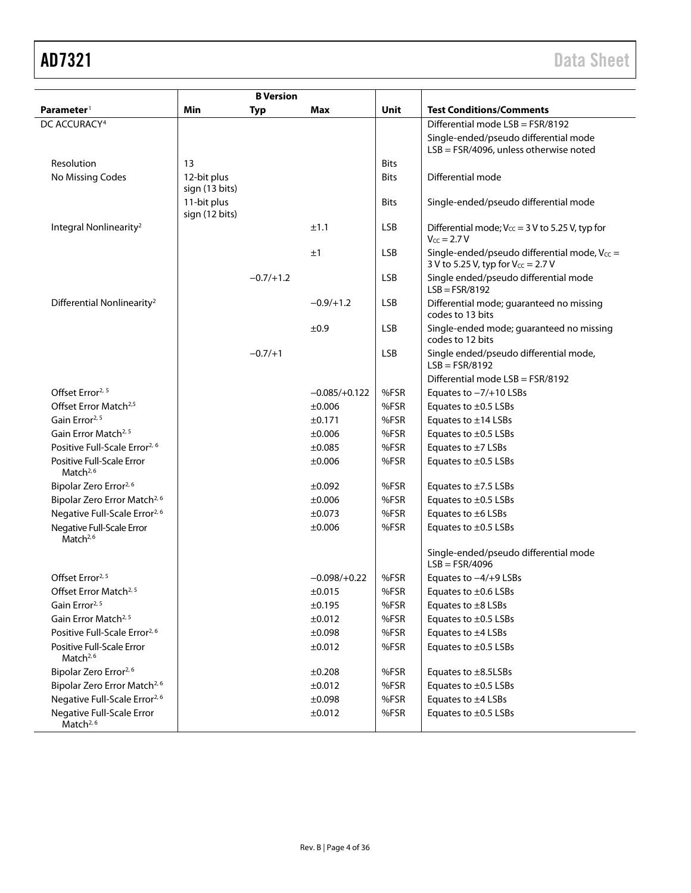| Parameter[1] | B Version Min | B Version Typ | B Version Max | Unit | Test Conditions/Comments |
|---|---|---|---|---|---|
| DC ACCURACY[4] | | | | | Differential mode LSB = FSR/8192 |
| | | | | | Single-ended/pseudo differential mode LSB = FSR/4096, unless otherwise noted |
| Resolution | 13 | | | Bits | |
| No Missing Codes | 12-bit plus sign (13 bits) | | | Bits | Differential mode |
| | 11-bit plus sign (12 bits) | | | Bits | Single-ended/pseudo differential mode |
| Integral Nonlinearity[2] | | | ±1.1 | LSB | Differential mode; $V_{CC}$ = 3 V to 5.25 V, typ for $V_{CC}$ = 2.7 V |
| | | | ±1 | LSB | Single-ended/pseudo differential mode, $V_{CC}$ = 3 V to 5.25 V, typ for $V_{CC}$ = 2.7 V |
| | | −0.7/+1.2 | | LSB | Single ended/pseudo differential mode LSB = FSR/8192 |
| Differential Nonlinearity[2] | | | −0.9/+1.2 | LSB | Differential mode; guaranteed no missing codes to 13 bits |
| | | | ±0.9 | LSB | Single-ended mode; guaranteed no missing codes to 12 bits |
| | | −0.7/+1 | | LSB | Single ended/pseudo differential mode, LSB = FSR/8192 |
| | | | | | Differential mode LSB = FSR/8192 |
| Offset Error[2, 5] | | | −0.085/+0.122 | %FSR | Equates to −7/+10 LSBs |
| Offset Error Match[2,5] | | | ±0.006 | %FSR | Equates to ±0.5 LSBs |
| Gain Error[2, 5] | | | ±0.171 | %FSR | Equates to ±14 LSBs |
| Gain Error Match[2, 5] | | | ±0.006 | %FSR | Equates to ±0.5 LSBs |
| Positive Full-Scale Error[2, 6] | | | ±0.085 | %FSR | Equates to ±7 LSBs |
| Positive Full-Scale Error Match[2, 6] | | | ±0.006 | %FSR | Equates to ±0.5 LSBs |
| Bipolar Zero Error[2, 6] | | | ±0.092 | %FSR | Equates to ±7.5 LSBs |
| Bipolar Zero Error Match[2, 6] | | | ±0.006 | %FSR | Equates to ±0.5 LSBs |
| Negative Full-Scale Error[2, 6] | | | ±0.073 | %FSR | Equates to ±6 LSBs |
| Negative Full-Scale Error Match[2, 6] | | | ±0.006 | %FSR | Equates to ±0.5 LSBs |
| | | | | | Single-ended/pseudo differential mode LSB = FSR/4096 |
| Offset Error[2, 5] | | | −0.098/+0.22 | %FSR | Equates to −4/+9 LSBs |
| Offset Error Match[2, 5] | | | ±0.015 | %FSR | Equates to ±0.6 LSBs |
| Gain Error[2, 5] | | | ±0.195 | %FSR | Equates to ±8 LSBs |
| Gain Error Match[2, 5] | | | ±0.012 | %FSR | Equates to ±0.5 LSBs |
| Positive Full-Scale Error[2, 6] | | | ±0.098 | %FSR | Equates to ±4 LSBs |
| Positive Full-Scale Error Match[2, 6] | | | ±0.012 | %FSR | Equates to ±0.5 LSBs |
| Bipolar Zero Error[2, 6] | | | ±0.208 | %FSR | Equates to ±8.5LSBs |
| Bipolar Zero Error Match[2, 6] | | | ±0.012 | %FSR | Equates to ±0.5 LSBs |
| Negative Full-Scale Error[2, 6] | | | ±0.098 | %FSR | Equates to ±4 LSBs |
| Negative Full-Scale Error Match[2, 6] | | | ±0.012 | %FSR | Equates to ±0.5 LSBs |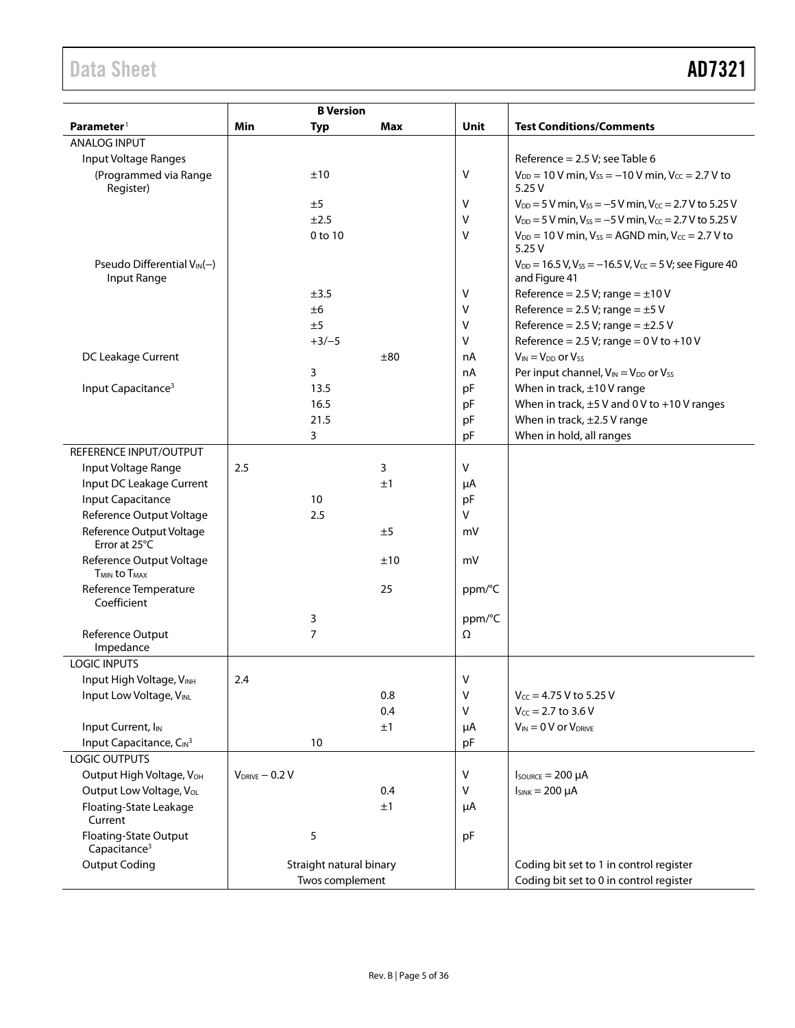| Parameter[1] | B Version Min | Typ | Max | Unit | Test Conditions/Comments |
|---|---|---|---|---|---|
| ANALOG INPUT | | | | | |
| Input Voltage Ranges | | | | | Reference = 2.5 V; see Table 6 |
| (Programmed via Range Register) | | ±10 | | V | $V_{DD}$ = 10 V min, $V_{SS}$ = −10 V min, $V_{CC}$ = 2.7 V to 5.25 V |
| | | ±5 | | V | $V_{DD}$ = 5 V min, $V_{SS}$ = −5 V min, $V_{CC}$ = 2.7 V to 5.25 V |
| | | ±2.5 | | V | $V_{DD}$ = 5 V min, $V_{SS}$ = −5 V min, $V_{CC}$ = 2.7 V to 5.25 V |
| | | 0 to 10 | | V | $V_{DD}$ = 10 V min, $V_{SS}$ = AGND min, $V_{CC}$ = 2.7 V to 5.25 V |
| Pseudo Differential $V_{IN}(-)$ Input Range | | | | | $V_{DD}$ = 16.5 V, $V_{SS}$ = −16.5 V, $V_{CC}$ = 5 V; see Figure 40 and Figure 41 |
| | | ±3.5 | | V | Reference = 2.5 V; range = ±10 V |
| | | ±6 | | V | Reference = 2.5 V; range = ±5 V |
| | | ±5 | | V | Reference = 2.5 V; range = ±2.5 V |
| | | +3/−5 | | V | Reference = 2.5 V; range = 0 V to +10 V |
| DC Leakage Current | | | ±80 | nA | $V_{IN}$ = $V_{DD}$ or $V_{SS}$ |
| | | 3 | | nA | Per input channel, $V_{IN}$ = $V_{DD}$ or $V_{SS}$ |
| Input Capacitance[3] | | 13.5 | | pF | When in track, ±10 V range |
| | | 16.5 | | pF | When in track, ±5 V and 0 V to +10 V ranges |
| | | 21.5 | | pF | When in track, ±2.5 V range |
| | | 3 | | pF | When in hold, all ranges |
| REFERENCE INPUT/OUTPUT | | | | | |
| Input Voltage Range | 2.5 | | 3 | V | |
| Input DC Leakage Current | | | ±1 | µA | |
| Input Capacitance | | 10 | | pF | |
| Reference Output Voltage | | 2.5 | | V | |
| Reference Output Voltage Error at 25°C | | | ±5 | mV | |
| Reference Output Voltage $T_{MIN}$ to $T_{MAX}$ | | | ±10 | mV | |
| Reference Temperature Coefficient | | | 25 | ppm/°C | |
| | | 3 | | ppm/°C | |
| Reference Output Impedance | | 7 | | Ω | |
| LOGIC INPUTS | | | | | |
| Input High Voltage, $V_{INH}$ | 2.4 | | | V | |
| Input Low Voltage, $V_{INL}$ | | | 0.8 | V | $V_{CC}$ = 4.75 V to 5.25 V |
| | | | 0.4 | V | $V_{CC}$ = 2.7 to 3.6 V |
| Input Current, $I_{IN}$ | | | ±1 | µA | $V_{IN}$ = 0 V or $V_{DRIVE}$ |
| Input Capacitance, $C_{IN}$[3] | | 10 | | pF | |
| LOGIC OUTPUTS | | | | | |
| Output High Voltage, $V_{OH}$ | $V_{DRIVE}$ − 0.2 V | | | V | $I_{SOURCE}$ = 200 µA |
| Output Low Voltage, $V_{OL}$ | | | 0.4 | V | $I_{SINK}$ = 200 µA |
| Floating-State Leakage Current | | | ±1 | µA | |
| Floating-State Output Capacitance[3] | | 5 | | pF | |
| Output Coding | | Straight natural binary | | | Coding bit set to 1 in control register |
| | | Twos complement | | | Coding bit set to 0 in control register |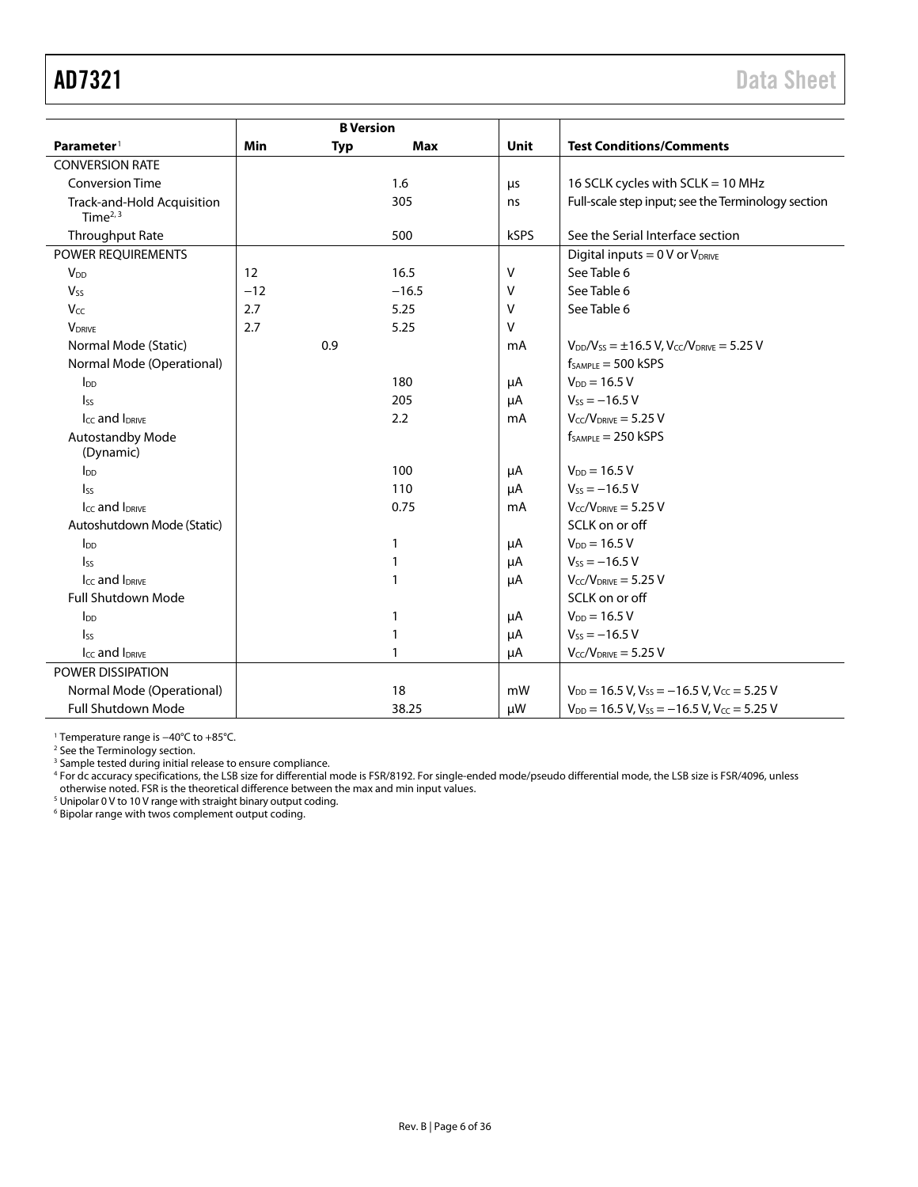| Parameter[1] | B Version Min | B Version Typ | B Version Max | Unit | Test Conditions/Comments |
|---|---|---|---|---|---|
| CONVERSION RATE | | | | | |
| Conversion Time | | | 1.6 | µs | 16 SCLK cycles with SCLK = 10 MHz |
| Track-and-Hold Acquisition Time[2,3] | | | 305 | ns | Full-scale step input; see the Terminology section |
| Throughput Rate | | | 500 | kSPS | See the Serial Interface section |
| POWER REQUIREMENTS | | | | | Digital inputs = 0 V or $V_{DRIVE}$ |
| $V_{DD}$ | 12 | | 16.5 | V | See Table 6 |
| $V_{SS}$ | −12 | | −16.5 | V | See Table 6 |
| $V_{CC}$ | 2.7 | | 5.25 | V | See Table 6 |
| $V_{DRIVE}$ | 2.7 | | 5.25 | V | |
| Normal Mode (Static) | | 0.9 | | mA | $V_{DD}/V_{SS}$ = ±16.5 V, $V_{CC}/V_{DRIVE}$ = 5.25 V |
| Normal Mode (Operational) | | | | | $f_{SAMPLE}$ = 500 kSPS |
| $I_{DD}$ | | | 180 | µA | $V_{DD}$ = 16.5 V |
| $I_{SS}$ | | | 205 | µA | $V_{SS}$ = −16.5 V |
| $I_{CC}$ and $I_{DRIVE}$ | | | 2.2 | mA | $V_{CC}/V_{DRIVE}$ = 5.25 V |
| Autostandby Mode (Dynamic) | | | | | $f_{SAMPLE}$ = 250 kSPS |
| $I_{DD}$ | | | 100 | µA | $V_{DD}$ = 16.5 V |
| $I_{SS}$ | | | 110 | µA | $V_{SS}$ = −16.5 V |
| $I_{CC}$ and $I_{DRIVE}$ | | | 0.75 | mA | $V_{CC}/V_{DRIVE}$ = 5.25 V |
| Autoshutdown Mode (Static) | | | | | SCLK on or off |
| $I_{DD}$ | | | 1 | µA | $V_{DD}$ = 16.5 V |
| $I_{SS}$ | | | 1 | µA | $V_{SS}$ = −16.5 V |
| $I_{CC}$ and $I_{DRIVE}$ | | | 1 | µA | $V_{CC}/V_{DRIVE}$ = 5.25 V |
| Full Shutdown Mode | | | | | SCLK on or off |
| $I_{DD}$ | | | 1 | µA | $V_{DD}$ = 16.5 V |
| $I_{SS}$ | | | 1 | µA | $V_{SS}$ = −16.5 V |
| $I_{CC}$ and $I_{DRIVE}$ | | | 1 | µA | $V_{CC}/V_{DRIVE}$ = 5.25 V |
| POWER DISSIPATION | | | | | |
| Normal Mode (Operational) | | | 18 | mW | $V_{DD}$ = 16.5 V, $V_{SS}$ = −16.5 V, $V_{CC}$ = 5.25 V |
| Full Shutdown Mode | | | 38.25 | µW | $V_{DD}$ = 16.5 V, $V_{SS}$ = −16.5 V, $V_{CC}$ = 5.25 V |

[1] Temperature range is −40°C to +85°C.
[2] See the Terminology section.
[3] Sample tested during initial release to ensure compliance.
[4] For dc accuracy specifications, the LSB size for differential mode is FSR/8192. For single-ended mode/pseudo differential mode, the LSB size is FSR/4096, unless otherwise noted. FSR is the theoretical difference between the max and min input values.
[5] Unipolar 0 V to 10 V range with straight binary output coding.
[6] Bipolar range with twos complement output coding.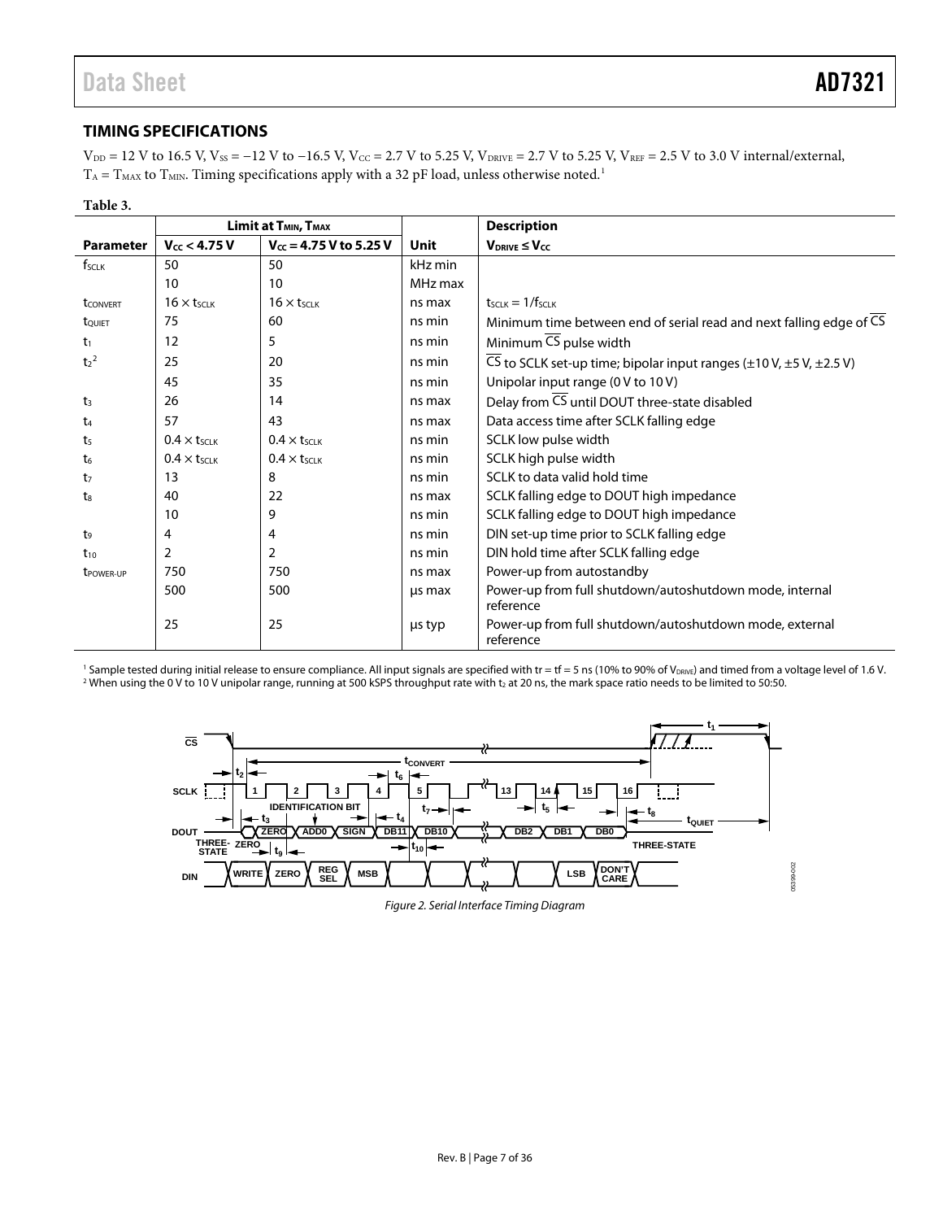## TIMING SPECIFICATIONS

$V_{DD}$ = 12 V to 16.5 V, $V_{SS}$ = −12 V to −16.5 V, $V_{CC}$ = 2.7 V to 5.25 V, $V_{DRIVE}$ = 2.7 V to 5.25 V, $V_{REF}$ = 2.5 V to 3.0 V internal/external, $T_A$ = $T_{MAX}$ to $T_{MIN}$. Timing specifications apply with a 32 pF load, unless otherwise noted.[1]

**Table 3.**

| | Limit at $T_{MIN}$, $T_{MAX}$ | | | Description |
|---|---|---|---|---|
| **Parameter** | **$V_{CC}$ < 4.75 V** | **$V_{CC}$ = 4.75 V to 5.25 V** | **Unit** | **$V_{DRIVE} \leq V_{CC}$** |
| $f_{SCLK}$ | 50 | 50 | kHz min | |
| | 10 | 10 | MHz max | |
| $t_{CONVERT}$ | $16 \times t_{SCLK}$ | $16 \times t_{SCLK}$ | ns max | $t_{SCLK} = 1/f_{SCLK}$ |
| $t_{QUIET}$ | 75 | 60 | ns min | Minimum time between end of serial read and next falling edge of $\overline{CS}$ |
| $t_1$ | 12 | 5 | ns min | Minimum $\overline{CS}$ pulse width |
| $t_2$[2] | 25 | 20 | ns min | $\overline{CS}$ to SCLK set-up time; bipolar input ranges (±10 V, ±5 V, ±2.5 V) |
| | 45 | 35 | ns min | Unipolar input range (0 V to 10 V) |
| $t_3$ | 26 | 14 | ns max | Delay from $\overline{CS}$ until DOUT three-state disabled |
| $t_4$ | 57 | 43 | ns max | Data access time after SCLK falling edge |
| $t_5$ | $0.4 \times t_{SCLK}$ | $0.4 \times t_{SCLK}$ | ns min | SCLK low pulse width |
| $t_6$ | $0.4 \times t_{SCLK}$ | $0.4 \times t_{SCLK}$ | ns min | SCLK high pulse width |
| $t_7$ | 13 | 8 | ns min | SCLK to data valid hold time |
| $t_8$ | 40 | 22 | ns max | SCLK falling edge to DOUT high impedance |
| | 10 | 9 | ns min | SCLK falling edge to DOUT high impedance |
| $t_9$ | 4 | 4 | ns min | DIN set-up time prior to SCLK falling edge |
| $t_{10}$ | 2 | 2 | ns min | DIN hold time after SCLK falling edge |
| $t_{POWER-UP}$ | 750 | 750 | ns max | Power-up from autostandby |
| | 500 | 500 | µs max | Power-up from full shutdown/autoshutdown mode, internal reference |
| | 25 | 25 | µs typ | Power-up from full shutdown/autoshutdown mode, external reference |

[1] Sample tested during initial release to ensure compliance. All input signals are specified with tr = tf = 5 ns (10% to 90% of $V_{DRIVE}$) and timed from a voltage level of 1.6 V.
[2] When using the 0 V to 10 V unipolar range, running at 500 kSPS throughput rate with $t_2$ at 20 ns, the mark space ratio needs to be limited to 50:50.

*Figure 2. Serial Interface Timing Diagram*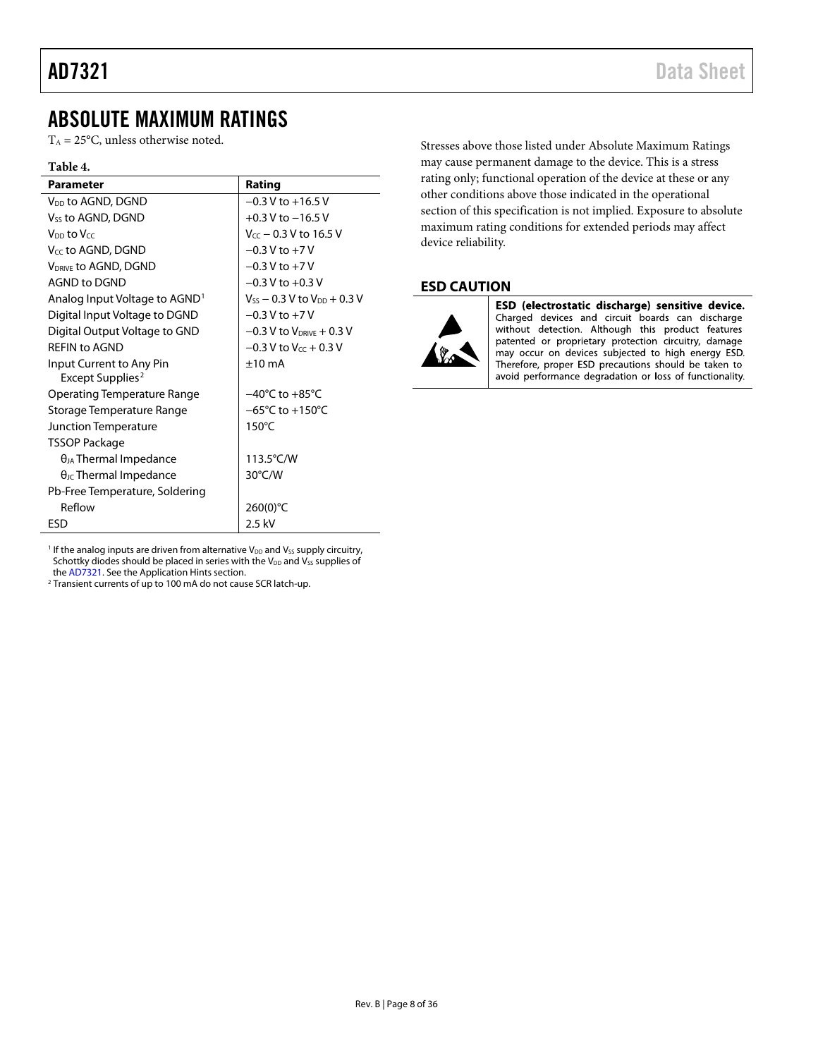# ABSOLUTE MAXIMUM RATINGS

$T_A = 25°C$, unless otherwise noted.

**Table 4.**

| Parameter | Rating |
|---|---|
| $V_{DD}$ to AGND, DGND | −0.3 V to +16.5 V |
| $V_{SS}$ to AGND, DGND | +0.3 V to −16.5 V |
| $V_{DD}$ to $V_{CC}$ | $V_{CC}$ − 0.3 V to 16.5 V |
| $V_{CC}$ to AGND, DGND | −0.3 V to +7 V |
| $V_{DRIVE}$ to AGND, DGND | −0.3 V to +7 V |
| AGND to DGND | −0.3 V to +0.3 V |
| Analog Input Voltage to AGND[1] | $V_{SS}$ − 0.3 V to $V_{DD}$ + 0.3 V |
| Digital Input Voltage to DGND | −0.3 V to +7 V |
| Digital Output Voltage to GND | −0.3 V to $V_{DRIVE}$ + 0.3 V |
| REFIN to AGND | −0.3 V to $V_{CC}$ + 0.3 V |
| Input Current to Any Pin Except Supplies[2] | ±10 mA |
| Operating Temperature Range | −40°C to +85°C |
| Storage Temperature Range | −65°C to +150°C |
| Junction Temperature | 150°C |
| TSSOP Package | |
| $\theta_{JA}$ Thermal Impedance | 113.5°C/W |
| $\theta_{JC}$ Thermal Impedance | 30°C/W |
| Pb-Free Temperature, Soldering | |
| Reflow | 260(0)°C |
| ESD | 2.5 kV |

[1] If the analog inputs are driven from alternative $V_{DD}$ and $V_{SS}$ supply circuitry, Schottky diodes should be placed in series with the $V_{DD}$ and $V_{SS}$ supplies of the AD7321. See the Application Hints section.

[2] Transient currents of up to 100 mA do not cause SCR latch-up.

Stresses above those listed under Absolute Maximum Ratings may cause permanent damage to the device. This is a stress rating only; functional operation of the device at these or any other conditions above those indicated in the operational section of this specification is not implied. Exposure to absolute maximum rating conditions for extended periods may affect device reliability.

## ESD CAUTION

**ESD (electrostatic discharge) sensitive device.** Charged devices and circuit boards can discharge without detection. Although this product features patented or proprietary protection circuitry, damage may occur on devices subjected to high energy ESD. Therefore, proper ESD precautions should be taken to avoid performance degradation or loss of functionality.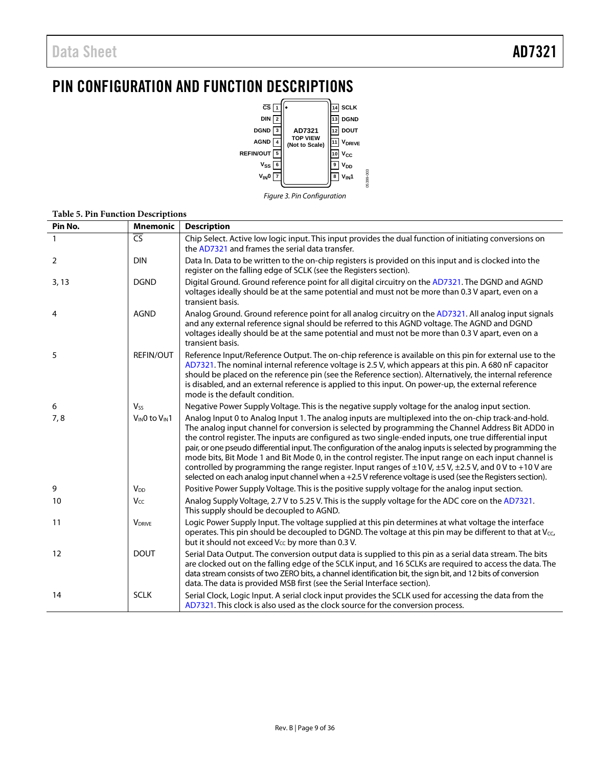# PIN CONFIGURATION AND FUNCTION DESCRIPTIONS

Figure 3. Pin Configuration

**Table 5. Pin Function Descriptions**

| Pin No. | Mnemonic | Description |
|---|---|---|
| 1 | $\overline{CS}$ | Chip Select. Active low logic input. This input provides the dual function of initiating conversions on the AD7321 and frames the serial data transfer. |
| 2 | DIN | Data In. Data to be written to the on-chip registers is provided on this input and is clocked into the register on the falling edge of SCLK (see the Registers section). |
| 3, 13 | DGND | Digital Ground. Ground reference point for all digital circuitry on the AD7321. The DGND and AGND voltages ideally should be at the same potential and must not be more than 0.3 V apart, even on a transient basis. |
| 4 | AGND | Analog Ground. Ground reference point for all analog circuitry on the AD7321. All analog input signals and any external reference signal should be referred to this AGND voltage. The AGND and DGND voltages ideally should be at the same potential and must not be more than 0.3 V apart, even on a transient basis. |
| 5 | REFIN/OUT | Reference Input/Reference Output. The on-chip reference is available on this pin for external use to the AD7321. The nominal internal reference voltage is 2.5 V, which appears at this pin. A 680 nF capacitor should be placed on the reference pin (see the Reference section). Alternatively, the internal reference is disabled, and an external reference is applied to this input. On power-up, the external reference mode is the default condition. |
| 6 | $V_{SS}$ | Negative Power Supply Voltage. This is the negative supply voltage for the analog input section. |
| 7, 8 | $V_{IN}0$ to $V_{IN}1$ | Analog Input 0 to Analog Input 1. The analog inputs are multiplexed into the on-chip track-and-hold. The analog input channel for conversion is selected by programming the Channel Address Bit ADD0 in the control register. The inputs are configured as two single-ended inputs, one true differential input pair, or one pseudo differential input. The configuration of the analog inputs is selected by programming the mode bits, Bit Mode 1 and Bit Mode 0, in the control register. The input range on each input channel is controlled by programming the range register. Input ranges of ±10 V, ±5 V, ±2.5 V, and 0 V to +10 V are selected on each analog input channel when a +2.5 V reference voltage is used (see the Registers section). |
| 9 | $V_{DD}$ | Positive Power Supply Voltage. This is the positive supply voltage for the analog input section. |
| 10 | $V_{CC}$ | Analog Supply Voltage, 2.7 V to 5.25 V. This is the supply voltage for the ADC core on the AD7321. This supply should be decoupled to AGND. |
| 11 | $V_{DRIVE}$ | Logic Power Supply Input. The voltage supplied at this pin determines at what voltage the interface operates. This pin should be decoupled to DGND. The voltage at this pin may be different to that at $V_{CC}$, but it should not exceed $V_{CC}$ by more than 0.3 V. |
| 12 | DOUT | Serial Data Output. The conversion output data is supplied to this pin as a serial data stream. The bits are clocked out on the falling edge of the SCLK input, and 16 SCLKs are required to access the data. The data stream consists of two ZERO bits, a channel identification bit, the sign bit, and 12 bits of conversion data. The data is provided MSB first (see the Serial Interface section). |
| 14 | SCLK | Serial Clock, Logic Input. A serial clock input provides the SCLK used for accessing the data from the AD7321. This clock is also used as the clock source for the conversion process. |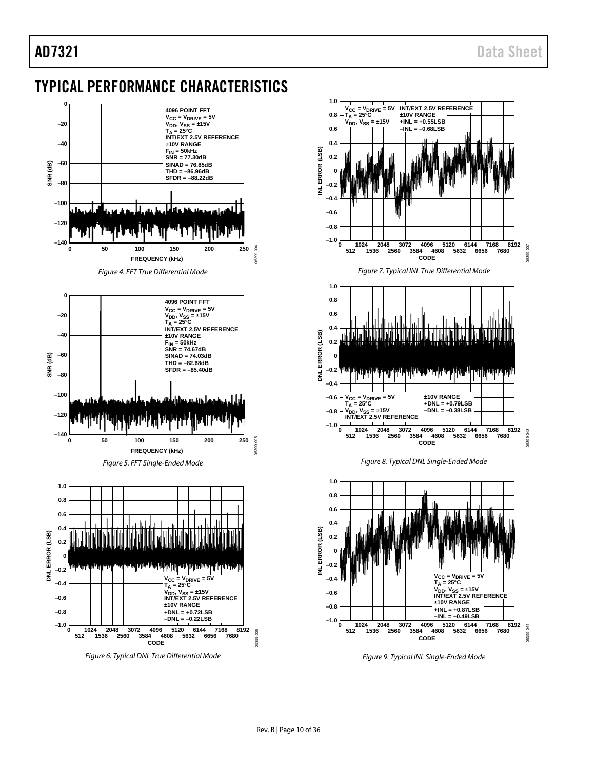## TYPICAL PERFORMANCE CHARACTERISTICS

4096 POINT FFT
$V_{CC} = V_{DRIVE} = 5V$
$V_{DD}, V_{SS} = \pm 15V$
$T_A = 25°C$
INT/EXT 2.5V REFERENCE
±10V RANGE
$F_{IN} = 50kHz$
SNR = 77.30dB
SINAD = 76.85dB
THD = –86.96dB
SFDR = –88.22dB

*Figure 4. FFT True Differential Mode*

4096 POINT FFT
$V_{CC} = V_{DRIVE} = 5V$
$V_{DD}, V_{SS} = \pm 15V$
$T_A = 25°C$
INT/EXT 2.5V REFERENCE
±10V RANGE
$F_{IN} = 50kHz$
SNR = 74.67dB
SINAD = 74.03dB
THD = –82.68dB
SFDR = –85.40dB

*Figure 5. FFT Single-Ended Mode*

$V_{CC} = V_{DRIVE} = 5V$
$T_A = 25°C$
$V_{DD}, V_{SS} = \pm 15V$
INT/EXT 2.5V REFERENCE
±10V RANGE
+DNL = +0.72LSB
–DNL = –0.22LSB

*Figure 6. Typical DNL True Differential Mode*

$V_{CC} = V_{DRIVE} = 5V$
$T_A = 25°C$
$V_{DD}, V_{SS} = \pm 15V$
INT/EXT 2.5V REFERENCE
±10V RANGE
+INL = +0.55LSB
–INL = –0.68LSB

*Figure 7. Typical INL True Differential Mode*

$V_{CC} = V_{DRIVE} = 5V$
$T_A = 25°C$
$V_{DD}, V_{SS} = \pm 15V$
INT/EXT 2.5V REFERENCE
±10V RANGE
+DNL = +0.79LSB
–DNL = –0.38LSB

*Figure 8. Typical DNL Single-Ended Mode*

$V_{CC} = V_{DRIVE} = 5V$
$T_A = 25°C$
$V_{DD}, V_{SS} = \pm 15V$
INT/EXT 2.5V REFERENCE
±10V RANGE
+INL = +0.87LSB
–INL = –0.49LSB

*Figure 9. Typical INL Single-Ended Mode*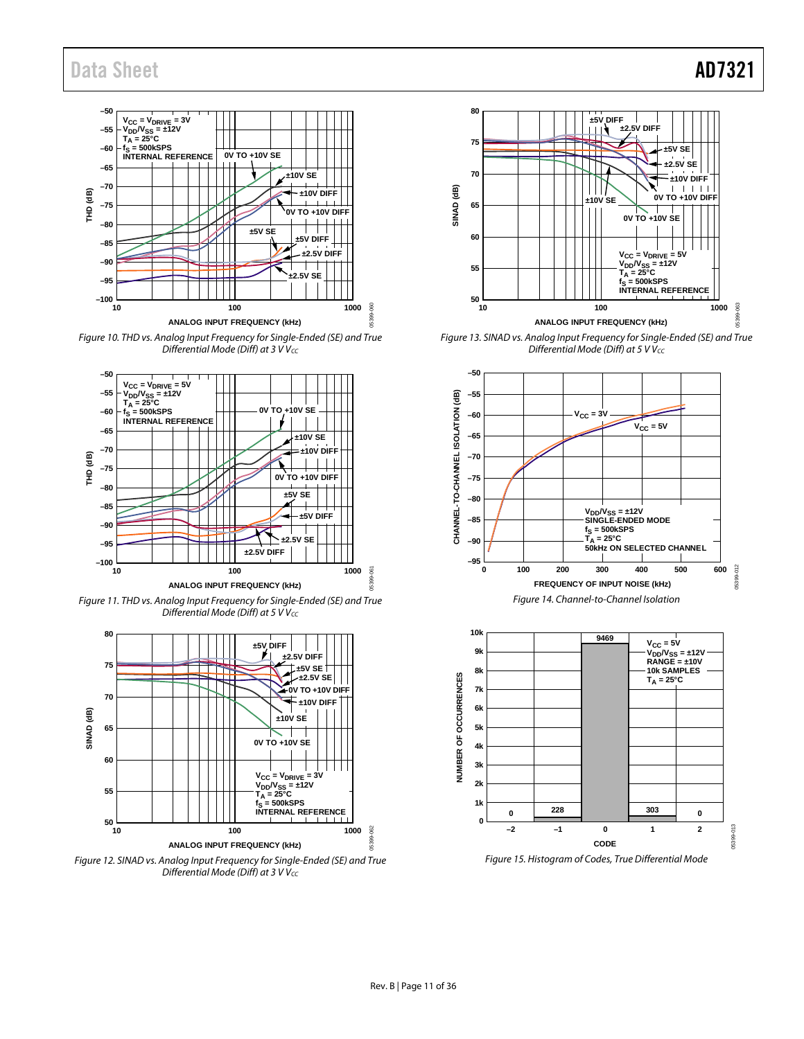Figure 10. THD vs. Analog Input Frequency for Single-Ended (SE) and True Differential Mode (Diff) at 3 V $V_{CC}$

Figure 11. THD vs. Analog Input Frequency for Single-Ended (SE) and True Differential Mode (Diff) at 5 V $V_{CC}$

Figure 12. SINAD vs. Analog Input Frequency for Single-Ended (SE) and True Differential Mode (Diff) at 3 V $V_{CC}$

Figure 13. SINAD vs. Analog Input Frequency for Single-Ended (SE) and True Differential Mode (Diff) at 5 V $V_{CC}$

Figure 14. Channel-to-Channel Isolation

Figure 15. Histogram of Codes, True Differential Mode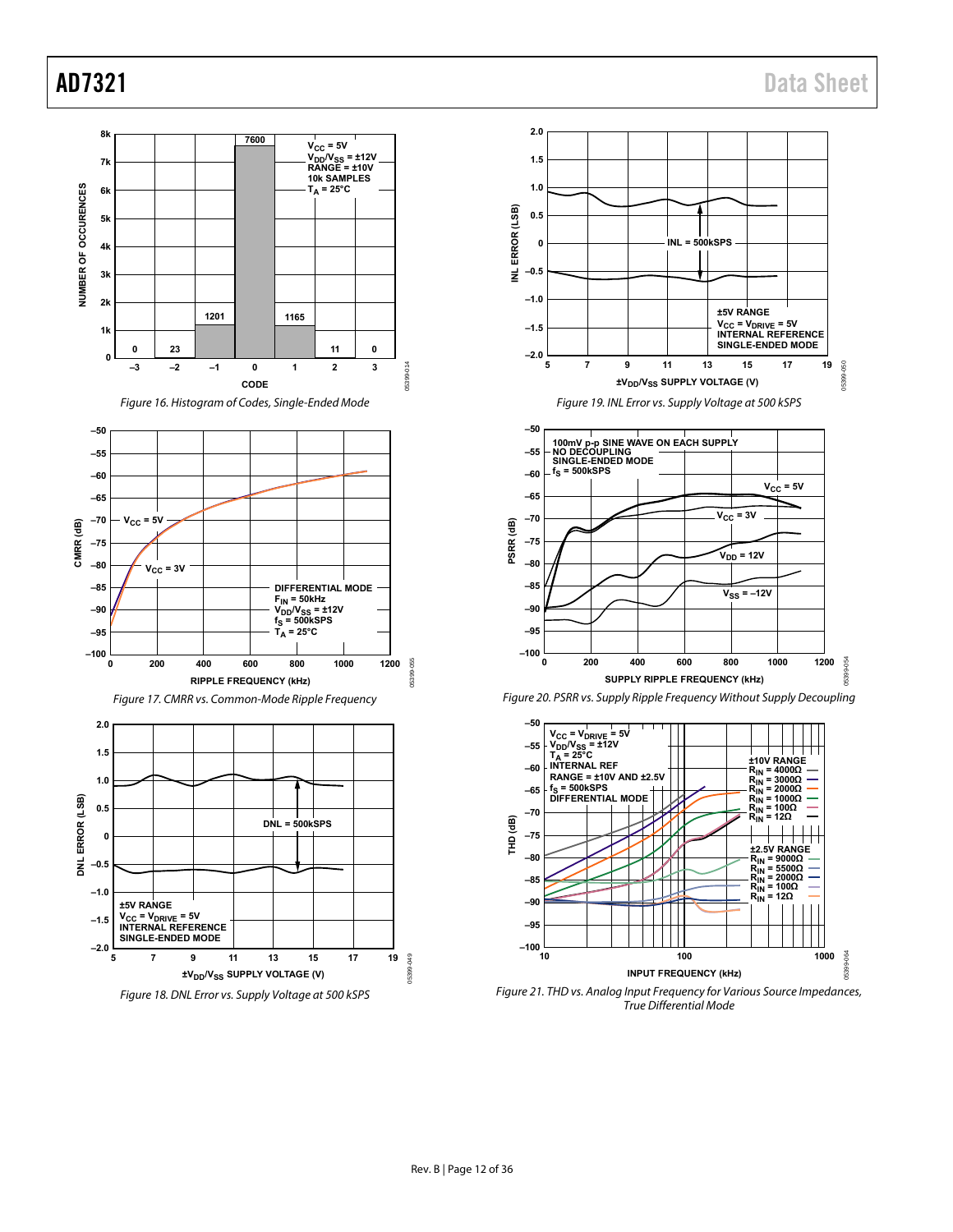Figure 16. Histogram of Codes, Single-Ended Mode

Figure 17. CMRR vs. Common-Mode Ripple Frequency

Figure 18. DNL Error vs. Supply Voltage at 500 kSPS

Figure 19. INL Error vs. Supply Voltage at 500 kSPS

Figure 20. PSRR vs. Supply Ripple Frequency Without Supply Decoupling

Figure 21. THD vs. Analog Input Frequency for Various Source Impedances, True Differential Mode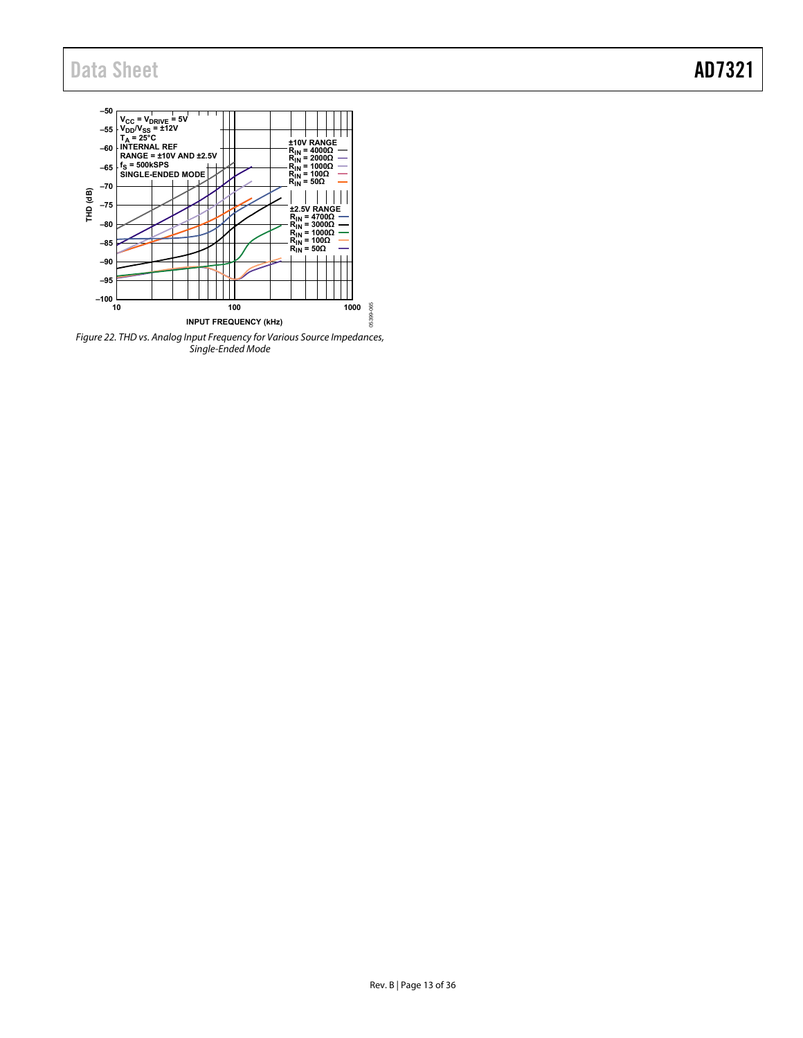Figure 22. THD vs. Analog Input Frequency for Various Source Impedances, Single-Ended Mode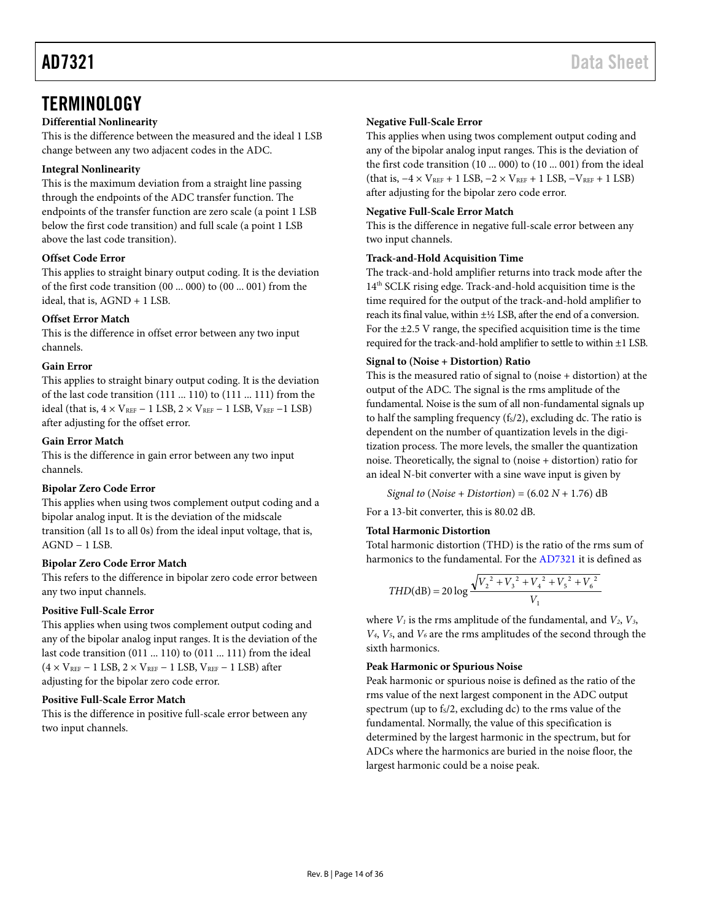# TERMINOLOGY

**Differential Nonlinearity**

This is the difference between the measured and the ideal 1 LSB change between any two adjacent codes in the ADC.

**Integral Nonlinearity**

This is the maximum deviation from a straight line passing through the endpoints of the ADC transfer function. The endpoints of the transfer function are zero scale (a point 1 LSB below the first code transition) and full scale (a point 1 LSB above the last code transition).

**Offset Code Error**

This applies to straight binary output coding. It is the deviation of the first code transition (00 ... 000) to (00 ... 001) from the ideal, that is, AGND + 1 LSB.

**Offset Error Match**

This is the difference in offset error between any two input channels.

**Gain Error**

This applies to straight binary output coding. It is the deviation of the last code transition (111 ... 110) to (111 ... 111) from the ideal (that is, $4 \times V_{REF} - 1$ LSB, $2 \times V_{REF} - 1$ LSB, $V_{REF} - 1$ LSB) after adjusting for the offset error.

**Gain Error Match**

This is the difference in gain error between any two input channels.

**Bipolar Zero Code Error**

This applies when using twos complement output coding and a bipolar analog input. It is the deviation of the midscale transition (all 1s to all 0s) from the ideal input voltage, that is, AGND − 1 LSB.

**Bipolar Zero Code Error Match**

This refers to the difference in bipolar zero code error between any two input channels.

**Positive Full-Scale Error**

This applies when using twos complement output coding and any of the bipolar analog input ranges. It is the deviation of the last code transition (011 ... 110) to (011 ... 111) from the ideal ($4 \times V_{REF} - 1$ LSB, $2 \times V_{REF} - 1$ LSB, $V_{REF} - 1$ LSB) after adjusting for the bipolar zero code error.

**Positive Full-Scale Error Match**

This is the difference in positive full-scale error between any two input channels.

**Negative Full-Scale Error**

This applies when using twos complement output coding and any of the bipolar analog input ranges. This is the deviation of the first code transition (10 ... 000) to (10 ... 001) from the ideal (that is, $-4 \times V_{REF} + 1$ LSB, $-2 \times V_{REF} + 1$ LSB, $-V_{REF} + 1$ LSB) after adjusting for the bipolar zero code error.

**Negative Full-Scale Error Match**

This is the difference in negative full-scale error between any two input channels.

**Track-and-Hold Acquisition Time**

The track-and-hold amplifier returns into track mode after the 14th SCLK rising edge. Track-and-hold acquisition time is the time required for the output of the track-and-hold amplifier to reach its final value, within ±½ LSB, after the end of a conversion. For the ±2.5 V range, the specified acquisition time is the time required for the track-and-hold amplifier to settle to within ±1 LSB.

**Signal to (Noise + Distortion) Ratio**

This is the measured ratio of signal to (noise + distortion) at the output of the ADC. The signal is the rms amplitude of the fundamental. Noise is the sum of all non-fundamental signals up to half the sampling frequency ($f_S/2$), excluding dc. The ratio is dependent on the number of quantization levels in the digitization process. The more levels, the smaller the quantization noise. Theoretically, the signal to (noise + distortion) ratio for an ideal N-bit converter with a sine wave input is given by

$$Signal\ to\ (Noise + Distortion) = (6.02\ N + 1.76)\ \text{dB}$$

For a 13-bit converter, this is 80.02 dB.

**Total Harmonic Distortion**

Total harmonic distortion (THD) is the ratio of the rms sum of harmonics to the fundamental. For the AD7321 it is defined as

$$THD(\text{dB}) = 20 \log \frac{\sqrt{V_2^2 + V_3^2 + V_4^2 + V_5^2 + V_6^2}}{V_1}$$

where $V_1$ is the rms amplitude of the fundamental, and $V_2$, $V_3$, $V_4$, $V_5$, and $V_6$ are the rms amplitudes of the second through the sixth harmonics.

**Peak Harmonic or Spurious Noise**

Peak harmonic or spurious noise is defined as the ratio of the rms value of the next largest component in the ADC output spectrum (up to $f_S/2$, excluding dc) to the rms value of the fundamental. Normally, the value of this specification is determined by the largest harmonic in the spectrum, but for ADCs where the harmonics are buried in the noise floor, the largest harmonic could be a noise peak.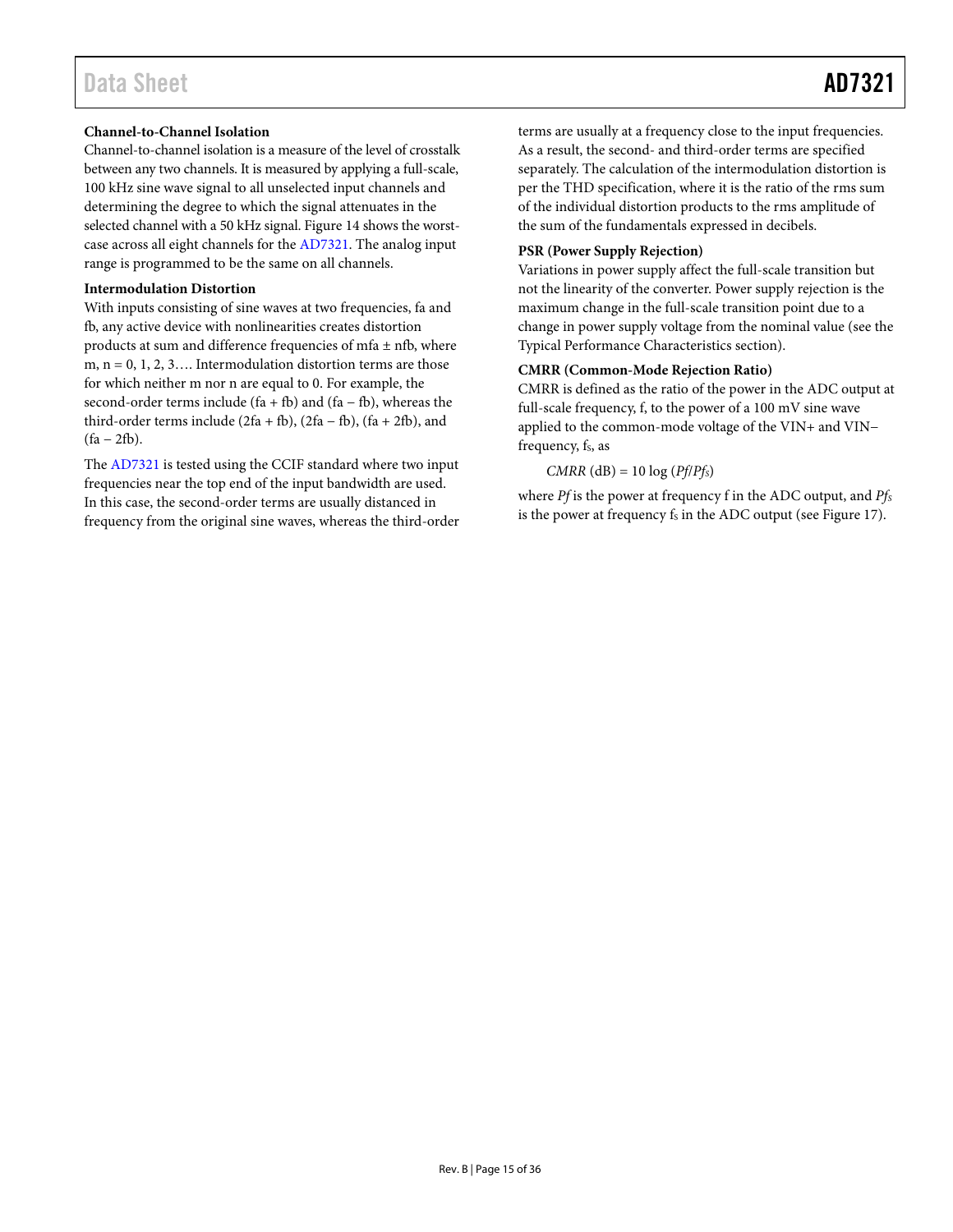### Channel-to-Channel Isolation

Channel-to-channel isolation is a measure of the level of crosstalk between any two channels. It is measured by applying a full-scale, 100 kHz sine wave signal to all unselected input channels and determining the degree to which the signal attenuates in the selected channel with a 50 kHz signal. Figure 14 shows the worst-case across all eight channels for the AD7321. The analog input range is programmed to be the same on all channels.

### Intermodulation Distortion

With inputs consisting of sine waves at two frequencies, fa and fb, any active device with nonlinearities creates distortion products at sum and difference frequencies of mfa ± nfb, where m, n = 0, 1, 2, 3…. Intermodulation distortion terms are those for which neither m nor n are equal to 0. For example, the second-order terms include (fa + fb) and (fa − fb), whereas the third-order terms include (2fa + fb), (2fa − fb), (fa + 2fb), and (fa − 2fb).

The AD7321 is tested using the CCIF standard where two input frequencies near the top end of the input bandwidth are used. In this case, the second-order terms are usually distanced in frequency from the original sine waves, whereas the third-order terms are usually at a frequency close to the input frequencies. As a result, the second- and third-order terms are specified separately. The calculation of the intermodulation distortion is per the THD specification, where it is the ratio of the rms sum of the individual distortion products to the rms amplitude of the sum of the fundamentals expressed in decibels.

### PSR (Power Supply Rejection)

Variations in power supply affect the full-scale transition but not the linearity of the converter. Power supply rejection is the maximum change in the full-scale transition point due to a change in power supply voltage from the nominal value (see the Typical Performance Characteristics section).

### CMRR (Common-Mode Rejection Ratio)

CMRR is defined as the ratio of the power in the ADC output at full-scale frequency, f, to the power of a 100 mV sine wave applied to the common-mode voltage of the VIN+ and VIN− frequency, $f_S$, as

$$CMRR\ (\text{dB}) = 10 \log (Pf/Pf_S)$$

where $Pf$ is the power at frequency f in the ADC output, and $Pf_S$ is the power at frequency $f_S$ in the ADC output (see Figure 17).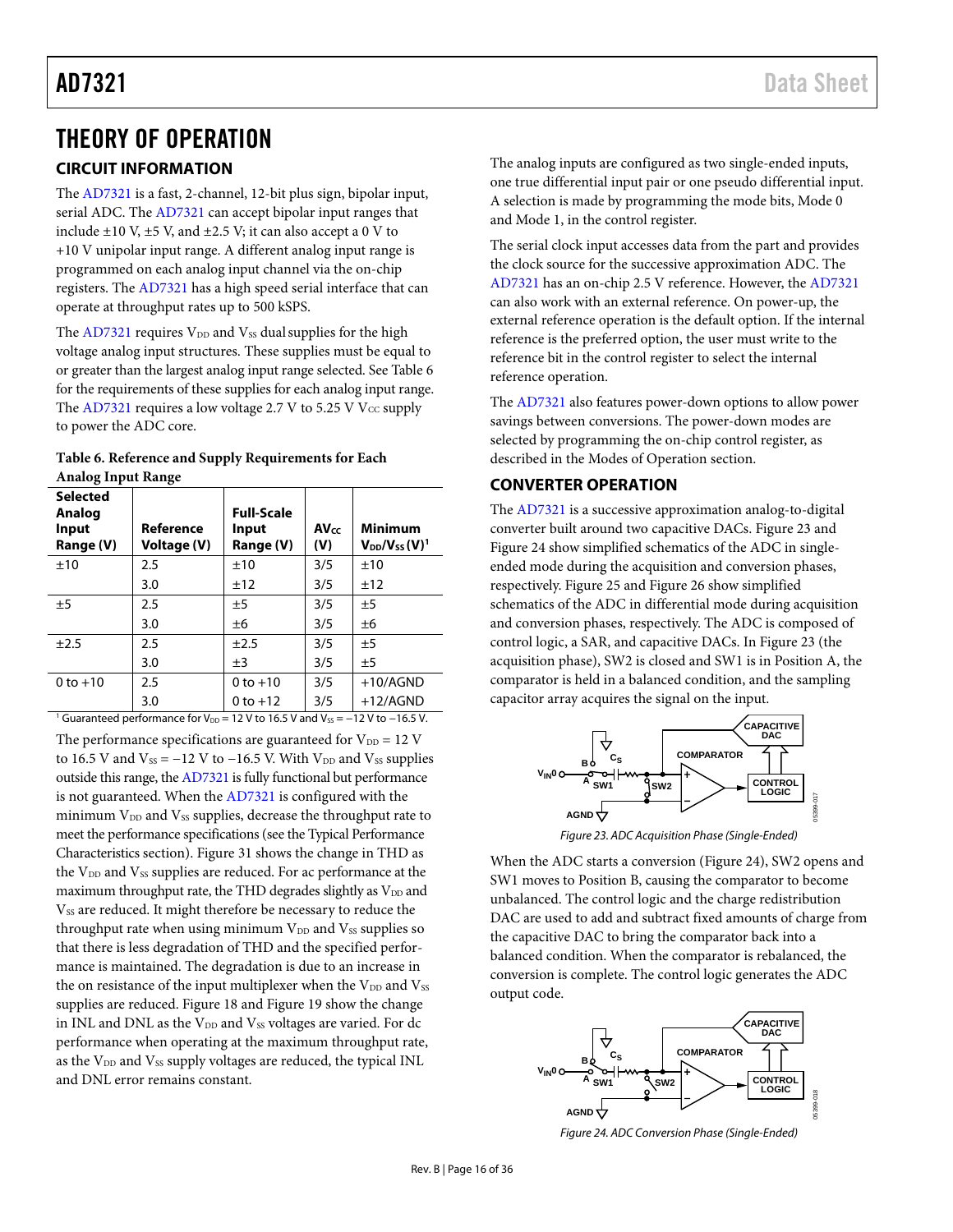# THEORY OF OPERATION

## CIRCUIT INFORMATION

The AD7321 is a fast, 2-channel, 12-bit plus sign, bipolar input, serial ADC. The AD7321 can accept bipolar input ranges that include ±10 V, ±5 V, and ±2.5 V; it can also accept a 0 V to +10 V unipolar input range. A different analog input range is programmed on each analog input channel via the on-chip registers. The AD7321 has a high speed serial interface that can operate at throughput rates up to 500 kSPS.

The AD7321 requires $V_{DD}$ and $V_{SS}$ dual supplies for the high voltage analog input structures. These supplies must be equal to or greater than the largest analog input range selected. See Table 6 for the requirements of these supplies for each analog input range. The AD7321 requires a low voltage 2.7 V to 5.25 V $V_{CC}$ supply to power the ADC core.

**Table 6. Reference and Supply Requirements for Each Analog Input Range**

| Selected Analog Input Range (V) | Reference Voltage (V) | Full-Scale Input Range (V) | $AV_{CC}$ (V) | Minimum $V_{DD}/V_{SS}$ (V)[1] |
|---|---|---|---|---|
| ±10 | 2.5 | ±10 | 3/5 | ±10 |
| | 3.0 | ±12 | 3/5 | ±12 |
| ±5 | 2.5 | ±5 | 3/5 | ±5 |
| | 3.0 | ±6 | 3/5 | ±6 |
| ±2.5 | 2.5 | ±2.5 | 3/5 | ±5 |
| | 3.0 | ±3 | 3/5 | ±5 |
| 0 to +10 | 2.5 | 0 to +10 | 3/5 | +10/AGND |
| | 3.0 | 0 to +12 | 3/5 | +12/AGND |

[1] Guaranteed performance for $V_{DD}$ = 12 V to 16.5 V and $V_{SS}$ = −12 V to −16.5 V.

The performance specifications are guaranteed for $V_{DD}$ = 12 V to 16.5 V and $V_{SS}$ = −12 V to −16.5 V. With $V_{DD}$ and $V_{SS}$ supplies outside this range, the AD7321 is fully functional but performance is not guaranteed. When the AD7321 is configured with the minimum $V_{DD}$ and $V_{SS}$ supplies, decrease the throughput rate to meet the performance specifications (see the Typical Performance Characteristics section). Figure 31 shows the change in THD as the $V_{DD}$ and $V_{SS}$ supplies are reduced. For ac performance at the maximum throughput rate, the THD degrades slightly as $V_{DD}$ and $V_{SS}$ are reduced. It might therefore be necessary to reduce the throughput rate when using minimum $V_{DD}$ and $V_{SS}$ supplies so that there is less degradation of THD and the specified performance is maintained. The degradation is due to an increase in the on resistance of the input multiplexer when the $V_{DD}$ and $V_{SS}$ supplies are reduced. Figure 18 and Figure 19 show the change in INL and DNL as the $V_{DD}$ and $V_{SS}$ voltages are varied. For dc performance when operating at the maximum throughput rate, as the $V_{DD}$ and $V_{SS}$ supply voltages are reduced, the typical INL and DNL error remains constant.

The analog inputs are configured as two single-ended inputs, one true differential input pair or one pseudo differential input. A selection is made by programming the mode bits, Mode 0 and Mode 1, in the control register.

The serial clock input accesses data from the part and provides the clock source for the successive approximation ADC. The AD7321 has an on-chip 2.5 V reference. However, the AD7321 can also work with an external reference. On power-up, the external reference operation is the default option. If the internal reference is the preferred option, the user must write to the reference bit in the control register to select the internal reference operation.

The AD7321 also features power-down options to allow power savings between conversions. The power-down modes are selected by programming the on-chip control register, as described in the Modes of Operation section.

## CONVERTER OPERATION

The AD7321 is a successive approximation analog-to-digital converter built around two capacitive DACs. Figure 23 and Figure 24 show simplified schematics of the ADC in single-ended mode during the acquisition and conversion phases, respectively. Figure 25 and Figure 26 show simplified schematics of the ADC in differential mode during acquisition and conversion phases, respectively. The ADC is composed of control logic, a SAR, and capacitive DACs. In Figure 23 (the acquisition phase), SW2 is closed and SW1 is in Position A, the comparator is held in a balanced condition, and the sampling capacitor array acquires the signal on the input.

*Figure 23. ADC Acquisition Phase (Single-Ended)*

When the ADC starts a conversion (Figure 24), SW2 opens and SW1 moves to Position B, causing the comparator to become unbalanced. The control logic and the charge redistribution DAC are used to add and subtract fixed amounts of charge from the capacitive DAC to bring the comparator back into a balanced condition. When the comparator is rebalanced, the conversion is complete. The control logic generates the ADC output code.

*Figure 24. ADC Conversion Phase (Single-Ended)*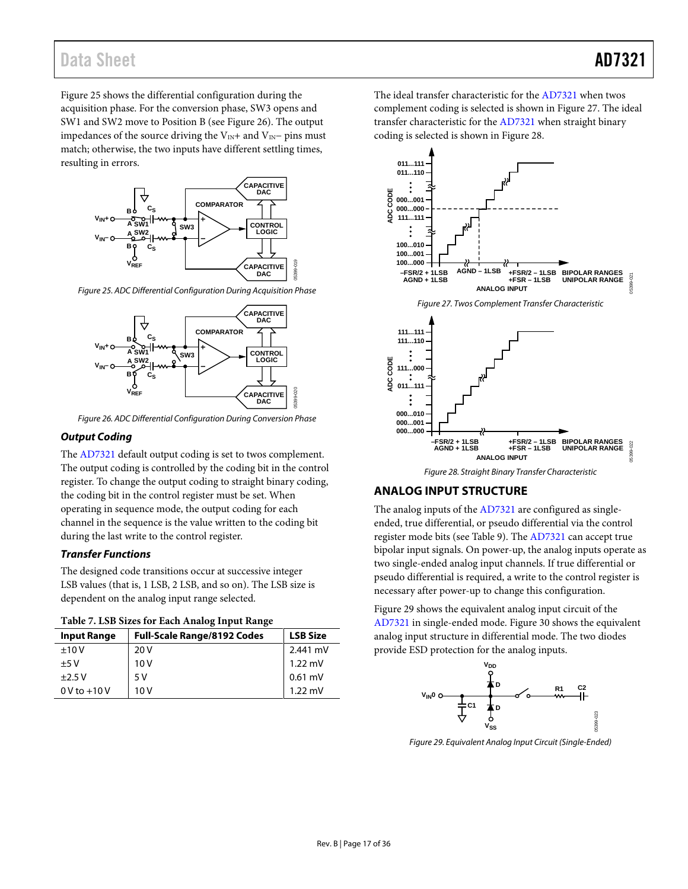Figure 25 shows the differential configuration during the acquisition phase. For the conversion phase, SW3 opens and SW1 and SW2 move to Position B (see Figure 26). The output impedances of the source driving the $V_{IN}+$ and $V_{IN}-$ pins must match; otherwise, the two inputs have different settling times, resulting in errors.

Figure 25. ADC Differential Configuration During Acquisition Phase

Figure 26. ADC Differential Configuration During Conversion Phase

### Output Coding

The AD7321 default output coding is set to twos complement. The output coding is controlled by the coding bit in the control register. To change the output coding to straight binary coding, the coding bit in the control register must be set. When operating in sequence mode, the output coding for each channel in the sequence is the value written to the coding bit during the last write to the control register.

### Transfer Functions

The designed code transitions occur at successive integer LSB values (that is, 1 LSB, 2 LSB, and so on). The LSB size is dependent on the analog input range selected.

**Table 7. LSB Sizes for Each Analog Input Range**

| Input Range | Full-Scale Range/8192 Codes | LSB Size |
|---|---|---|
| ±10 V | 20 V | 2.441 mV |
| ±5 V | 10 V | 1.22 mV |
| ±2.5 V | 5 V | 0.61 mV |
| 0 V to +10 V | 10 V | 1.22 mV |

The ideal transfer characteristic for the AD7321 when twos complement coding is selected is shown in Figure 27. The ideal transfer characteristic for the AD7321 when straight binary coding is selected is shown in Figure 28.

Figure 27. Twos Complement Transfer Characteristic

Figure 28. Straight Binary Transfer Characteristic

## ANALOG INPUT STRUCTURE

The analog inputs of the AD7321 are configured as single-ended, true differential, or pseudo differential via the control register mode bits (see Table 9). The AD7321 can accept true bipolar input signals. On power-up, the analog inputs operate as two single-ended analog input channels. If true differential or pseudo differential is required, a write to the control register is necessary after power-up to change this configuration.

Figure 29 shows the equivalent analog input circuit of the AD7321 in single-ended mode. Figure 30 shows the equivalent analog input structure in differential mode. The two diodes provide ESD protection for the analog inputs.

Figure 29. Equivalent Analog Input Circuit (Single-Ended)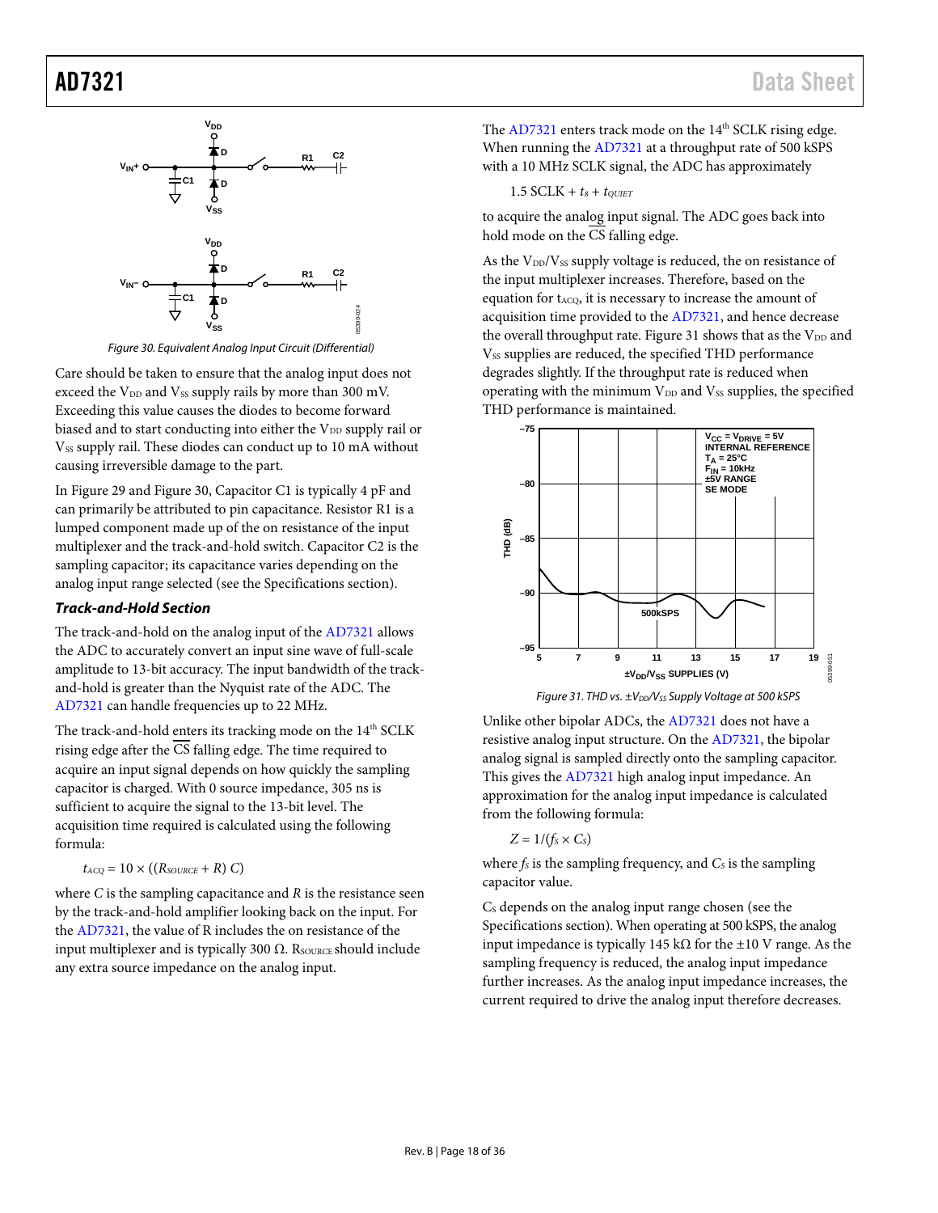Figure 30. Equivalent Analog Input Circuit (Differential)

Care should be taken to ensure that the analog input does not exceed the $V_{DD}$ and $V_{SS}$ supply rails by more than 300 mV. Exceeding this value causes the diodes to become forward biased and to start conducting into either the $V_{DD}$ supply rail or $V_{SS}$ supply rail. These diodes can conduct up to 10 mA without causing irreversible damage to the part.

In Figure 29 and Figure 30, Capacitor C1 is typically 4 pF and can primarily be attributed to pin capacitance. Resistor R1 is a lumped component made up of the on resistance of the input multiplexer and the track-and-hold switch. Capacitor C2 is the sampling capacitor; its capacitance varies depending on the analog input range selected (see the Specifications section).

### Track-and-Hold Section

The track-and-hold on the analog input of the AD7321 allows the ADC to accurately convert an input sine wave of full-scale amplitude to 13-bit accuracy. The input bandwidth of the track-and-hold is greater than the Nyquist rate of the ADC. The AD7321 can handle frequencies up to 22 MHz.

The track-and-hold enters its tracking mode on the 14th SCLK rising edge after the $\overline{CS}$ falling edge. The time required to acquire an input signal depends on how quickly the sampling capacitor is charged. With 0 source impedance, 305 ns is sufficient to acquire the signal to the 13-bit level. The acquisition time required is calculated using the following formula:

$$t_{ACQ} = 10 \times ((R_{SOURCE} + R)\ C)$$

where $C$ is the sampling capacitance and $R$ is the resistance seen by the track-and-hold amplifier looking back on the input. For the AD7321, the value of R includes the on resistance of the input multiplexer and is typically 300 Ω. $R_{SOURCE}$ should include any extra source impedance on the analog input.

The AD7321 enters track mode on the 14th SCLK rising edge. When running the AD7321 at a throughput rate of 500 kSPS with a 10 MHz SCLK signal, the ADC has approximately

$$1.5 \text{ SCLK} + t_8 + t_{QUIET}$$

to acquire the analog input signal. The ADC goes back into hold mode on the $\overline{CS}$ falling edge.

As the $V_{DD}/V_{SS}$ supply voltage is reduced, the on resistance of the input multiplexer increases. Therefore, based on the equation for $t_{ACQ}$, it is necessary to increase the amount of acquisition time provided to the AD7321, and hence decrease the overall throughput rate. Figure 31 shows that as the $V_{DD}$ and $V_{SS}$ supplies are reduced, the specified THD performance degrades slightly. If the throughput rate is reduced when operating with the minimum $V_{DD}$ and $V_{SS}$ supplies, the specified THD performance is maintained.

Figure 31. THD vs. $\pm V_{DD}/V_{SS}$ Supply Voltage at 500 kSPS

Unlike other bipolar ADCs, the AD7321 does not have a resistive analog input structure. On the AD7321, the bipolar analog signal is sampled directly onto the sampling capacitor. This gives the AD7321 high analog input impedance. An approximation for the analog input impedance is calculated from the following formula:

$$Z = 1/(f_S \times C_S)$$

where $f_S$ is the sampling frequency, and $C_S$ is the sampling capacitor value.

$C_S$ depends on the analog input range chosen (see the Specifications section). When operating at 500 kSPS, the analog input impedance is typically 145 kΩ for the ±10 V range. As the sampling frequency is reduced, the analog input impedance further increases. As the analog input impedance increases, the current required to drive the analog input therefore decreases.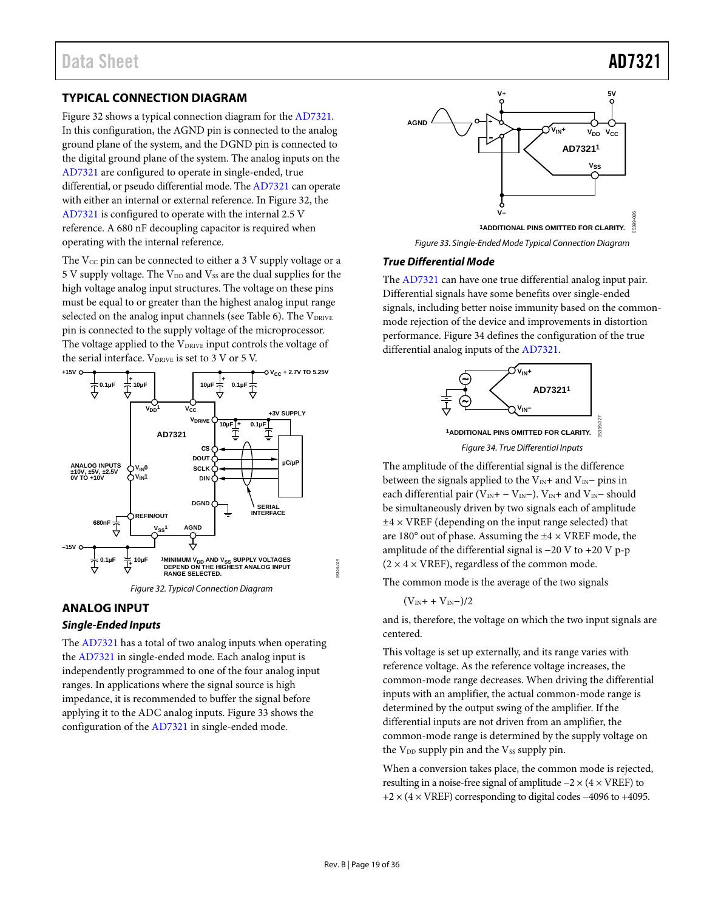## TYPICAL CONNECTION DIAGRAM

Figure 32 shows a typical connection diagram for the AD7321. In this configuration, the AGND pin is connected to the analog ground plane of the system, and the DGND pin is connected to the digital ground plane of the system. The analog inputs on the AD7321 are configured to operate in single-ended, true differential, or pseudo differential mode. The AD7321 can operate with either an internal or external reference. In Figure 32, the AD7321 is configured to operate with the internal 2.5 V reference. A 680 nF decoupling capacitor is required when operating with the internal reference.

The $V_{CC}$ pin can be connected to either a 3 V supply voltage or a 5 V supply voltage. The $V_{DD}$ and $V_{SS}$ are the dual supplies for the high voltage analog input structures. The voltage on these pins must be equal to or greater than the highest analog input range selected on the analog input channels (see Table 6). The $V_{DRIVE}$ pin is connected to the supply voltage of the microprocessor. The voltage applied to the $V_{DRIVE}$ input controls the voltage of the serial interface. $V_{DRIVE}$ is set to 3 V or 5 V.

Figure 32. Typical Connection Diagram

## ANALOG INPUT

### Single-Ended Inputs

The AD7321 has a total of two analog inputs when operating the AD7321 in single-ended mode. Each analog input is independently programmed to one of the four analog input ranges. In applications where the signal source is high impedance, it is recommended to buffer the signal before applying it to the ADC analog inputs. Figure 33 shows the configuration of the AD7321 in single-ended mode.

Figure 33. Single-Ended Mode Typical Connection Diagram

### True Differential Mode

The AD7321 can have one true differential analog input pair. Differential signals have some benefits over single-ended signals, including better noise immunity based on the common-mode rejection of the device and improvements in distortion performance. Figure 34 defines the configuration of the true differential analog inputs of the AD7321.

Figure 34. True Differential Inputs

The amplitude of the differential signal is the difference between the signals applied to the $V_{IN}+$ and $V_{IN}-$ pins in each differential pair ($V_{IN}+ - V_{IN}-$). $V_{IN}+$ and $V_{IN}-$ should be simultaneously driven by two signals each of amplitude $\pm 4 \times$ VREF (depending on the input range selected) that are 180° out of phase. Assuming the $\pm 4 \times$ VREF mode, the amplitude of the differential signal is −20 V to +20 V p-p ($2 \times 4 \times$ VREF), regardless of the common mode.

The common mode is the average of the two signals

$$(V_{IN}+ + V_{IN}-)/2$$

and is, therefore, the voltage on which the two input signals are centered.

This voltage is set up externally, and its range varies with reference voltage. As the reference voltage increases, the common-mode range decreases. When driving the differential inputs with an amplifier, the actual common-mode range is determined by the output swing of the amplifier. If the differential inputs are not driven from an amplifier, the common-mode range is determined by the supply voltage on the $V_{DD}$ supply pin and the $V_{SS}$ supply pin.

When a conversion takes place, the common mode is rejected, resulting in a noise-free signal of amplitude $-2 \times (4 \times \text{VREF})$ to $+2 \times (4 \times \text{VREF})$ corresponding to digital codes −4096 to +4095.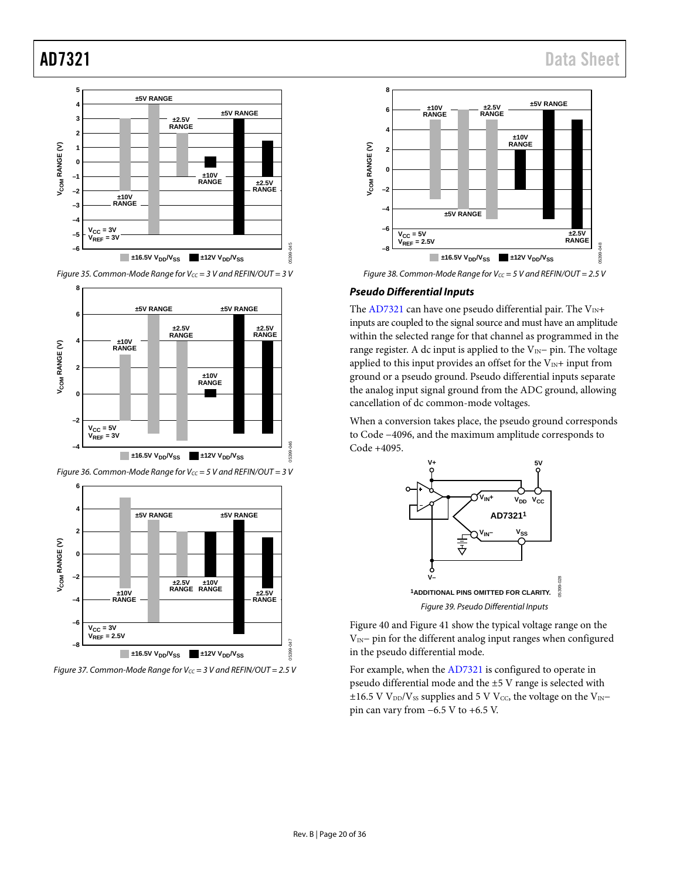Figure 35. Common-Mode Range for $V_{CC}$ = 3 V and REFIN/OUT = 3 V

Figure 36. Common-Mode Range for $V_{CC}$ = 5 V and REFIN/OUT = 3 V

Figure 37. Common-Mode Range for $V_{CC}$ = 3 V and REFIN/OUT = 2.5 V

Figure 38. Common-Mode Range for $V_{CC}$ = 5 V and REFIN/OUT = 2.5 V

### Pseudo Differential Inputs

The AD7321 can have one pseudo differential pair. The $V_{IN}+$ inputs are coupled to the signal source and must have an amplitude within the selected range for that channel as programmed in the range register. A dc input is applied to the $V_{IN}-$ pin. The voltage applied to this input provides an offset for the $V_{IN}+$ input from ground or a pseudo ground. Pseudo differential inputs separate the analog input signal ground from the ADC ground, allowing cancellation of dc common-mode voltages.

When a conversion takes place, the pseudo ground corresponds to Code −4096, and the maximum amplitude corresponds to Code +4095.

[1]ADDITIONAL PINS OMITTED FOR CLARITY.

Figure 39. Pseudo Differential Inputs

Figure 40 and Figure 41 show the typical voltage range on the $V_{IN}-$ pin for the different analog input ranges when configured in the pseudo differential mode.

For example, when the AD7321 is configured to operate in pseudo differential mode and the ±5 V range is selected with ±16.5 V $V_{DD}/V_{SS}$ supplies and 5 V $V_{CC}$, the voltage on the $V_{IN}-$ pin can vary from −6.5 V to +6.5 V.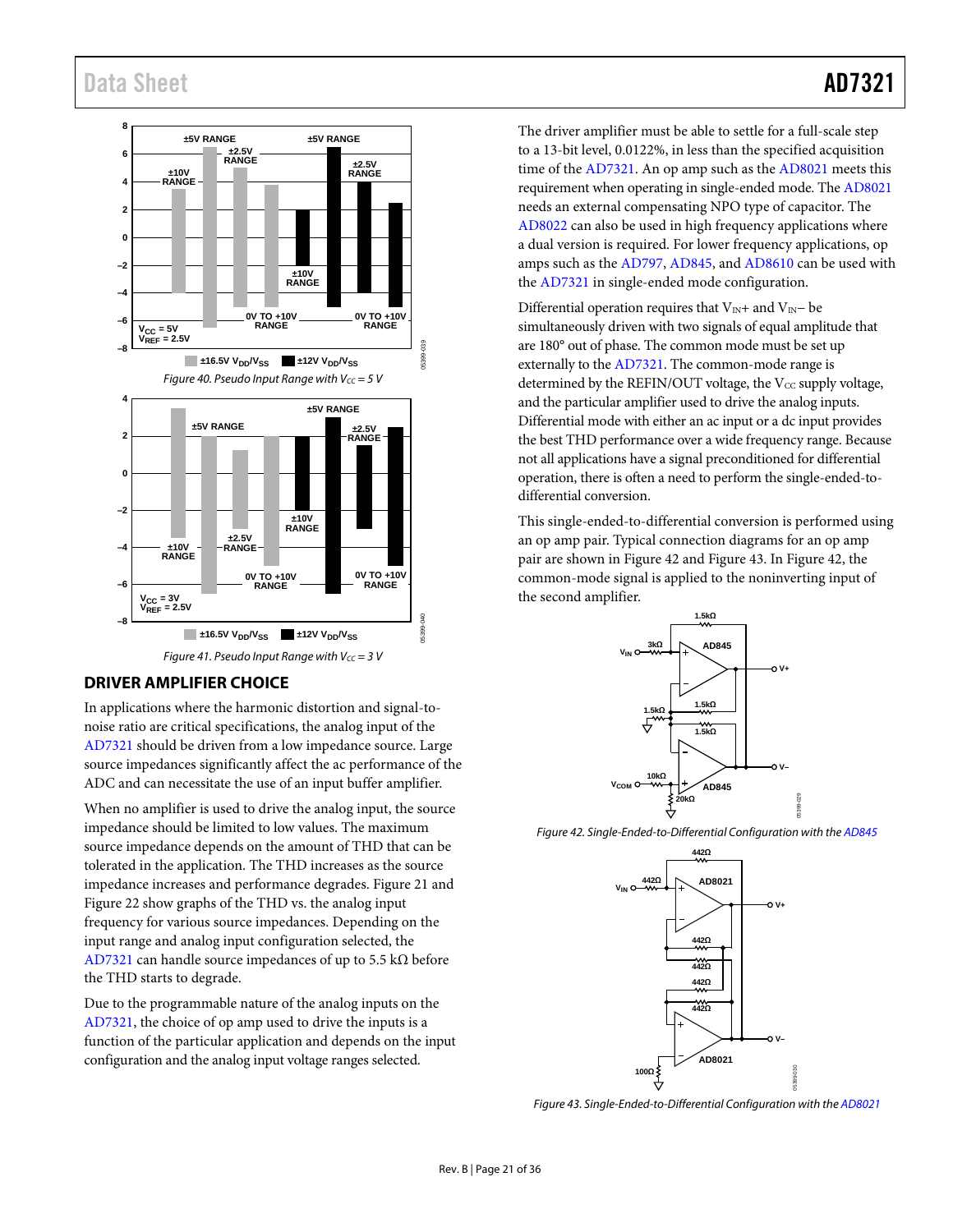Figure 40. Pseudo Input Range with $V_{CC}$ = 5 V

Figure 41. Pseudo Input Range with $V_{CC}$ = 3 V

## DRIVER AMPLIFIER CHOICE

In applications where the harmonic distortion and signal-to-noise ratio are critical specifications, the analog input of the AD7321 should be driven from a low impedance source. Large source impedances significantly affect the ac performance of the ADC and can necessitate the use of an input buffer amplifier.

When no amplifier is used to drive the analog input, the source impedance should be limited to low values. The maximum source impedance depends on the amount of THD that can be tolerated in the application. The THD increases as the source impedance increases and performance degrades. Figure 21 and Figure 22 show graphs of the THD vs. the analog input frequency for various source impedances. Depending on the input range and analog input configuration selected, the AD7321 can handle source impedances of up to 5.5 kΩ before the THD starts to degrade.

Due to the programmable nature of the analog inputs on the AD7321, the choice of op amp used to drive the inputs is a function of the particular application and depends on the input configuration and the analog input voltage ranges selected.

The driver amplifier must be able to settle for a full-scale step to a 13-bit level, 0.0122%, in less than the specified acquisition time of the AD7321. An op amp such as the AD8021 meets this requirement when operating in single-ended mode. The AD8021 needs an external compensating NPO type of capacitor. The AD8022 can also be used in high frequency applications where a dual version is required. For lower frequency applications, op amps such as the AD797, AD845, and AD8610 can be used with the AD7321 in single-ended mode configuration.

Differential operation requires that $V_{IN}$+ and $V_{IN}$− be simultaneously driven with two signals of equal amplitude that are 180° out of phase. The common mode must be set up externally to the AD7321. The common-mode range is determined by the REFIN/OUT voltage, the $V_{CC}$ supply voltage, and the particular amplifier used to drive the analog inputs. Differential mode with either an ac input or a dc input provides the best THD performance over a wide frequency range. Because not all applications have a signal preconditioned for differential operation, there is often a need to perform the single-ended-to-differential conversion.

This single-ended-to-differential conversion is performed using an op amp pair. Typical connection diagrams for an op amp pair are shown in Figure 42 and Figure 43. In Figure 42, the common-mode signal is applied to the noninverting input of the second amplifier.

Figure 42. Single-Ended-to-Differential Configuration with the AD845

Figure 43. Single-Ended-to-Differential Configuration with the AD8021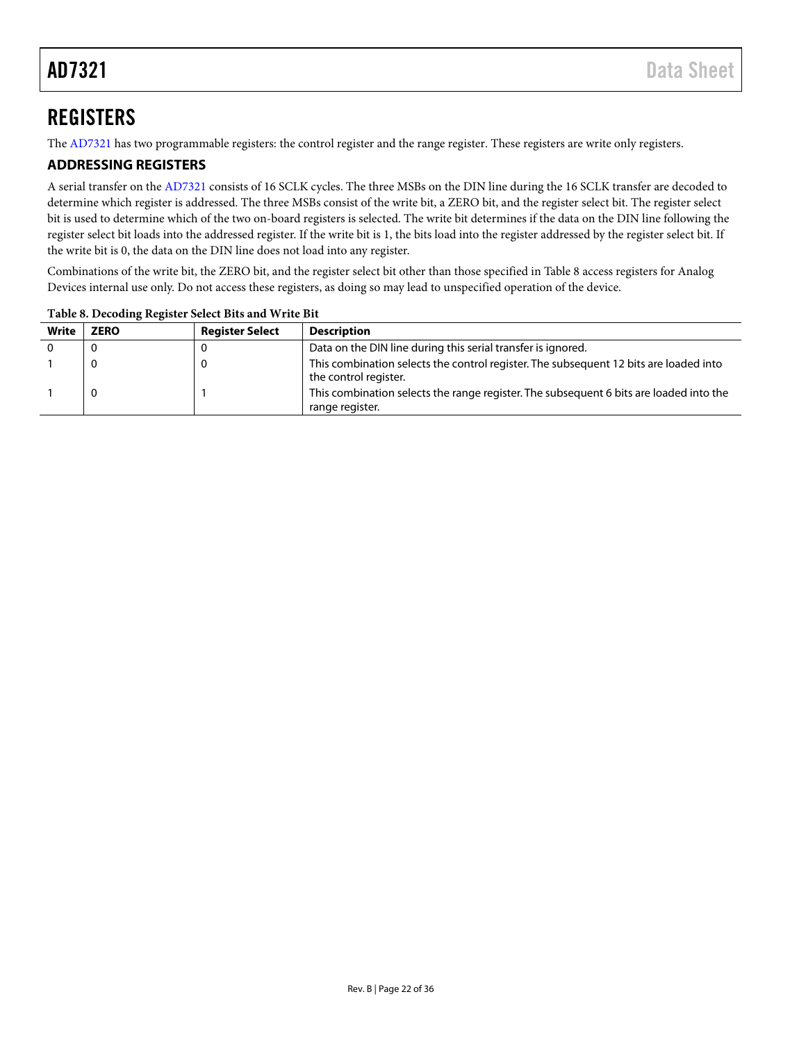# REGISTERS

The AD7321 has two programmable registers: the control register and the range register. These registers are write only registers.

## ADDRESSING REGISTERS

A serial transfer on the AD7321 consists of 16 SCLK cycles. The three MSBs on the DIN line during the 16 SCLK transfer are decoded to determine which register is addressed. The three MSBs consist of the write bit, a ZERO bit, and the register select bit. The register select bit is used to determine which of the two on-board registers is selected. The write bit determines if the data on the DIN line following the register select bit loads into the addressed register. If the write bit is 1, the bits load into the register addressed by the register select bit. If the write bit is 0, the data on the DIN line does not load into any register.

Combinations of the write bit, the ZERO bit, and the register select bit other than those specified in Table 8 access registers for Analog Devices internal use only. Do not access these registers, as doing so may lead to unspecified operation of the device.

**Table 8. Decoding Register Select Bits and Write Bit**

| Write | ZERO | Register Select | Description |
|---|---|---|---|
| 0 | 0 | 0 | Data on the DIN line during this serial transfer is ignored. |
| 1 | 0 | 0 | This combination selects the control register. The subsequent 12 bits are loaded into the control register. |
| 1 | 0 | 1 | This combination selects the range register. The subsequent 6 bits are loaded into the range register. |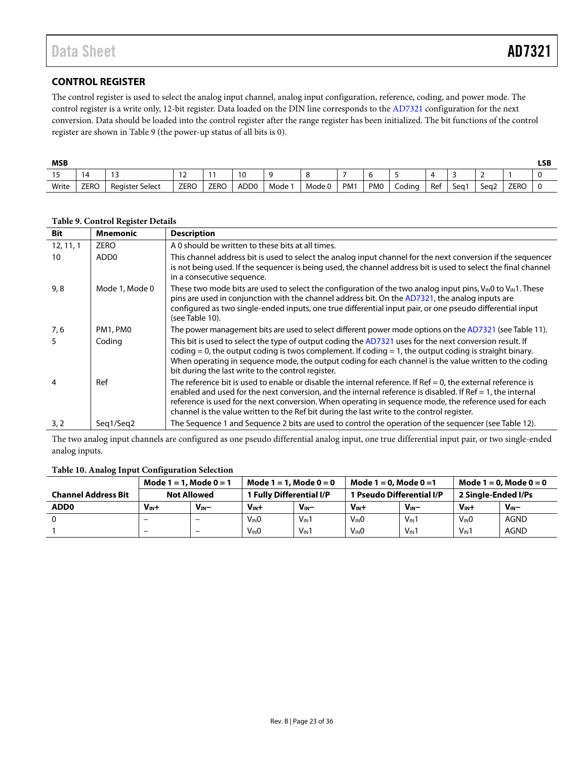## CONTROL REGISTER

The control register is used to select the analog input channel, analog input configuration, reference, coding, and power mode. The control register is a write only, 12-bit register. Data loaded on the DIN line corresponds to the AD7321 configuration for the next conversion. Data should be loaded into the control register after the range register has been initialized. The bit functions of the control register are shown in Table 9 (the power-up status of all bits is 0).

| MSB | | | | | | | | | | | | | | | LSB |
|---|---|---|---|---|---|---|---|---|---|---|---|---|---|---|---|
| 15 | 14 | 13 | 12 | 11 | 10 | 9 | 8 | 7 | 6 | 5 | 4 | 3 | 2 | 1 | 0 |
| Write | ZERO | Register Select | ZERO | ZERO | ADD0 | Mode 1 | Mode 0 | PM1 | PM0 | Coding | Ref | Seq1 | Seq2 | ZERO | 0 |

**Table 9. Control Register Details**

| Bit | Mnemonic | Description |
|---|---|---|
| 12, 11, 1 | ZERO | A 0 should be written to these bits at all times. |
| 10 | ADD0 | This channel address bit is used to select the analog input channel for the next conversion if the sequencer is not being used. If the sequencer is being used, the channel address bit is used to select the final channel in a consecutive sequence. |
| 9, 8 | Mode 1, Mode 0 | These two mode bits are used to select the configuration of the two analog input pins, $V_{IN}0$ to $V_{IN}1$. These pins are used in conjunction with the channel address bit. On the AD7321, the analog inputs are configured as two single-ended inputs, one true differential input pair, or one pseudo differential input (see Table 10). |
| 7, 6 | PM1, PM0 | The power management bits are used to select different power mode options on the AD7321 (see Table 11). |
| 5 | Coding | This bit is used to select the type of output coding the AD7321 uses for the next conversion result. If coding = 0, the output coding is twos complement. If coding = 1, the output coding is straight binary. When operating in sequence mode, the output coding for each channel is the value written to the coding bit during the last write to the control register. |
| 4 | Ref | The reference bit is used to enable or disable the internal reference. If Ref = 0, the external reference is enabled and used for the next conversion, and the internal reference is disabled. If Ref = 1, the internal reference is used for the next conversion. When operating in sequence mode, the reference used for each channel is the value written to the Ref bit during the last write to the control register. |
| 3, 2 | Seq1/Seq2 | The Sequence 1 and Sequence 2 bits are used to control the operation of the sequencer (see Table 12). |

The two analog input channels are configured as one pseudo differential analog input, one true differential input pair, or two single-ended analog inputs.

**Table 10. Analog Input Configuration Selection**

| | Mode 1 = 1, Mode 0 = 1 | | Mode 1 = 1, Mode 0 = 0 | | Mode 1 = 0, Mode 0 =1 | | Mode 1 = 0, Mode 0 = 0 | |
|---|---|---|---|---|---|---|---|---|
| **Channel Address Bit** | **Not Allowed** | | **1 Fully Differential I/P** | | **1 Pseudo Differential I/P** | | **2 Single-Ended I/Ps** | |
| **ADD0** | $V_{IN}+$ | $V_{IN}-$ | $V_{IN}+$ | $V_{IN}-$ | $V_{IN}+$ | $V_{IN}-$ | $V_{IN}+$ | $V_{IN}-$ |
| 0 | – | – | $V_{IN}0$ | $V_{IN}1$ | $V_{IN}0$ | $V_{IN}1$ | $V_{IN}0$ | AGND |
| 1 | – | – | $V_{IN}0$ | $V_{IN}1$ | $V_{IN}0$ | $V_{IN}1$ | $V_{IN}1$ | AGND |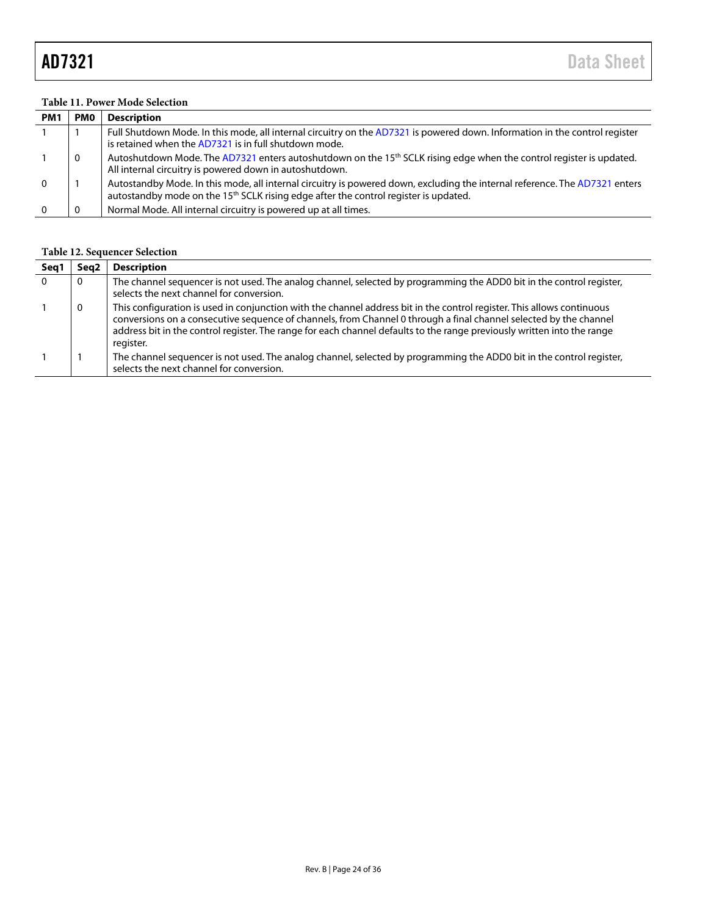**Table 11. Power Mode Selection**

| PM1 | PM0 | Description |
|---|---|---|
| 1 | 1 | Full Shutdown Mode. In this mode, all internal circuitry on the AD7321 is powered down. Information in the control register is retained when the AD7321 is in full shutdown mode. |
| 1 | 0 | Autoshutdown Mode. The AD7321 enters autoshutdown on the 15th SCLK rising edge when the control register is updated. All internal circuitry is powered down in autoshutdown. |
| 0 | 1 | Autostandby Mode. In this mode, all internal circuitry is powered down, excluding the internal reference. The AD7321 enters autostandby mode on the 15th SCLK rising edge after the control register is updated. |
| 0 | 0 | Normal Mode. All internal circuitry is powered up at all times. |

**Table 12. Sequencer Selection**

| Seq1 | Seq2 | Description |
|---|---|---|
| 0 | 0 | The channel sequencer is not used. The analog channel, selected by programming the ADD0 bit in the control register, selects the next channel for conversion. |
| 1 | 0 | This configuration is used in conjunction with the channel address bit in the control register. This allows continuous conversions on a consecutive sequence of channels, from Channel 0 through a final channel selected by the channel address bit in the control register. The range for each channel defaults to the range previously written into the range register. |
| 1 | 1 | The channel sequencer is not used. The analog channel, selected by programming the ADD0 bit in the control register, selects the next channel for conversion. |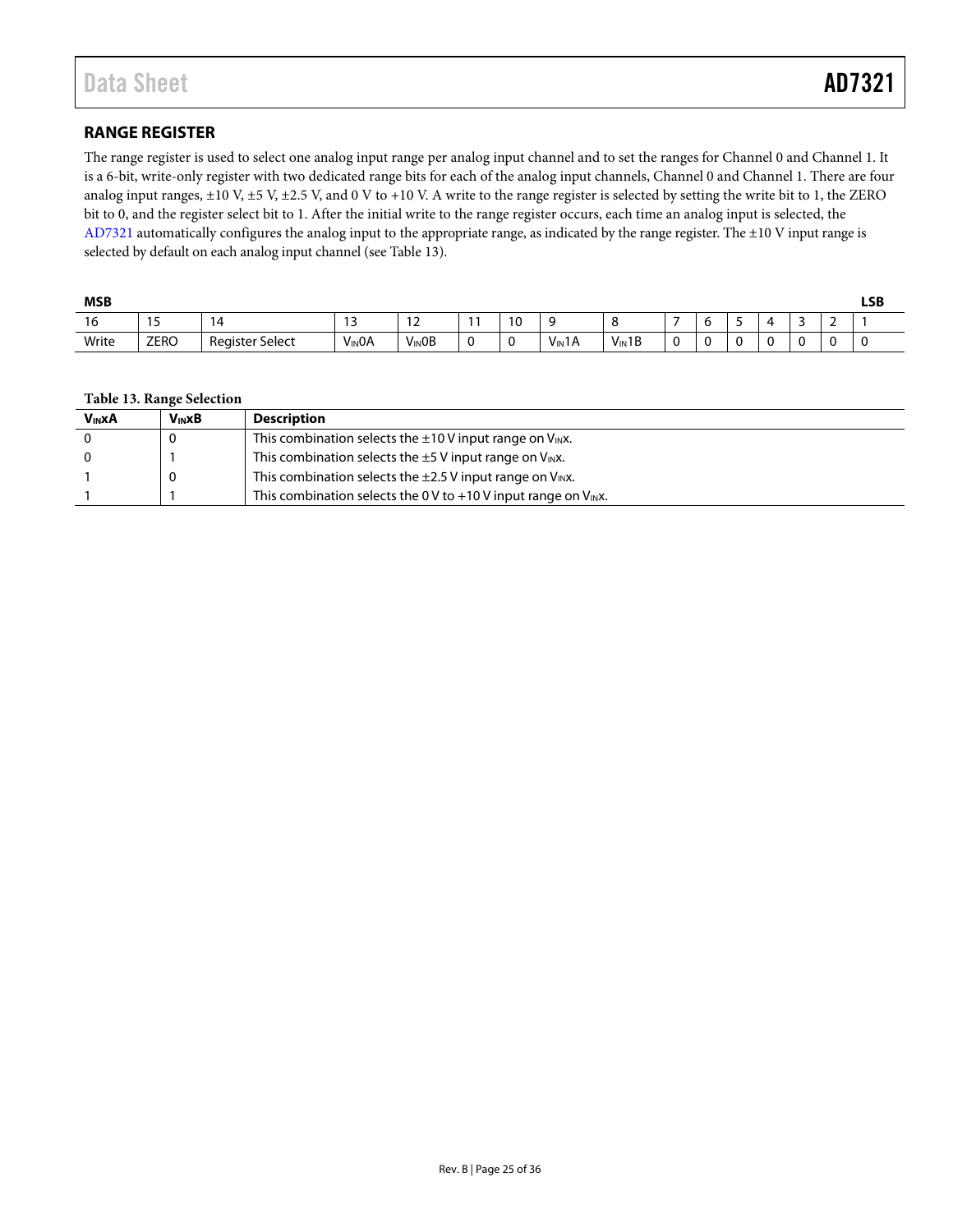## RANGE REGISTER

The range register is used to select one analog input range per analog input channel and to set the ranges for Channel 0 and Channel 1. It is a 6-bit, write-only register with two dedicated range bits for each of the analog input channels, Channel 0 and Channel 1. There are four analog input ranges, ±10 V, ±5 V, ±2.5 V, and 0 V to +10 V. A write to the range register is selected by setting the write bit to 1, the ZERO bit to 0, and the register select bit to 1. After the initial write to the range register occurs, each time an analog input is selected, the AD7321 automatically configures the analog input to the appropriate range, as indicated by the range register. The ±10 V input range is selected by default on each analog input channel (see Table 13).

**MSB** … **LSB**

| 16 | 15 | 14 | 13 | 12 | 11 | 10 | 9 | 8 | 7 | 6 | 5 | 4 | 3 | 2 | 1 |
|---|---|---|---|---|---|---|---|---|---|---|---|---|---|---|---|
| Write | ZERO | Register Select | $V_{IN}$0A | $V_{IN}$0B | 0 | 0 | $V_{IN}$1A | $V_{IN}$1B | 0 | 0 | 0 | 0 | 0 | 0 | 0 |

**Table 13. Range Selection**

| $V_{IN}$xA | $V_{IN}$xB | Description |
|---|---|---|
| 0 | 0 | This combination selects the ±10 V input range on $V_{IN}$x. |
| 0 | 1 | This combination selects the ±5 V input range on $V_{IN}$x. |
| 1 | 0 | This combination selects the ±2.5 V input range on $V_{IN}$x. |
| 1 | 1 | This combination selects the 0 V to +10 V input range on $V_{IN}$x. |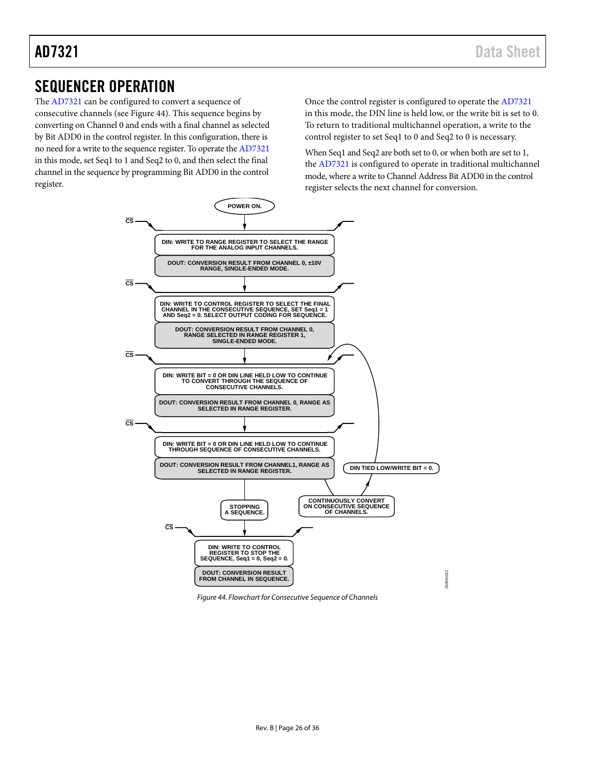## SEQUENCER OPERATION

The AD7321 can be configured to convert a sequence of consecutive channels (see Figure 44). This sequence begins by converting on Channel 0 and ends with a final channel as selected by Bit ADD0 in the control register. In this configuration, there is no need for a write to the sequence register. To operate the AD7321 in this mode, set Seq1 to 1 and Seq2 to 0, and then select the final channel in the sequence by programming Bit ADD0 in the control register.

Once the control register is configured to operate the AD7321 in this mode, the DIN line is held low, or the write bit is set to 0. To return to traditional multichannel operation, a write to the control register to set Seq1 to 0 and Seq2 to 0 is necessary.

When Seq1 and Seq2 are both set to 0, or when both are set to 1, the AD7321 is configured to operate in traditional multichannel mode, where a write to Channel Address Bit ADD0 in the control register selects the next channel for conversion.

POWER ON.

CS

DIN: WRITE TO RANGE REGISTER TO SELECT THE RANGE FOR THE ANALOG INPUT CHANNELS.

DOUT: CONVERSION RESULT FROM CHANNEL 0, ±10V RANGE, SINGLE-ENDED MODE.

CS

DIN: WRITE TO CONTROL REGISTER TO SELECT THE FINAL CHANNEL IN THE CONSECUTIVE SEQUENCE, SET Seq1 = 1 AND Seq2 = 0. SELECT OUTPUT CODING FOR SEQUENCE.

DOUT: CONVERSION RESULT FROM CHANNEL 0, RANGE SELECTED IN RANGE REGISTER 1, SINGLE-ENDED MODE.

CS

DIN: WRITE BIT = 0 OR DIN LINE HELD LOW TO CONTINUE TO CONVERT THROUGH THE SEQUENCE OF CONSECUTIVE CHANNELS.

DOUT: CONVERSION RESULT FROM CHANNEL 0, RANGE AS SELECTED IN RANGE REGISTER.

CS

DIN: WRITE BIT = 0 OR DIN LINE HELD LOW TO CONTINUE THROUGH SEQUENCE OF CONSECUTIVE CHANNELS.

DOUT: CONVERSION RESULT FROM CHANNEL1, RANGE AS SELECTED IN RANGE REGISTER.

DIN TIED LOW/WRITE BIT = 0.

CONTINUOUSLY CONVERT ON CONSECUTIVE SEQUENCE OF CHANNELS.

STOPPING A SEQUENCE.

CS

DIN: WRITE TO CONTROL REGISTER TO STOP THE SEQUENCE, Seq1 = 0, Seq2 = 0.

DOUT: CONVERSION RESULT FROM CHANNEL IN SEQUENCE.

*Figure 44. Flowchart for Consecutive Sequence of Channels*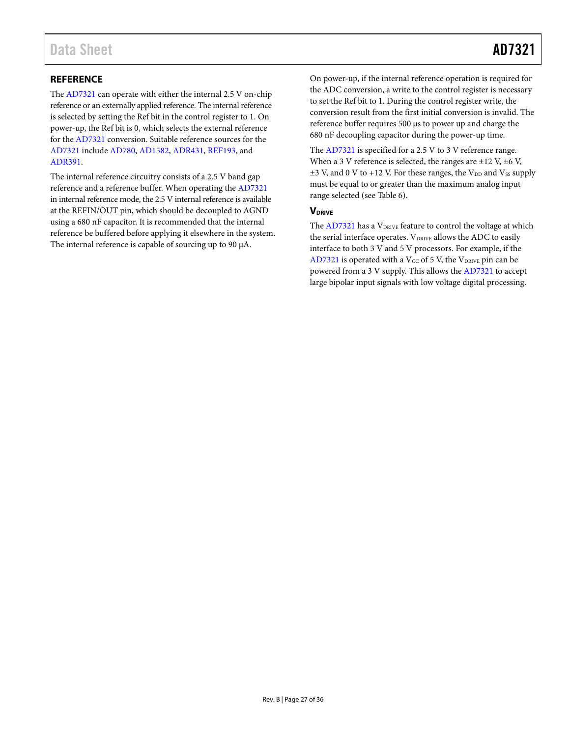## REFERENCE

The AD7321 can operate with either the internal 2.5 V on-chip reference or an externally applied reference. The internal reference is selected by setting the Ref bit in the control register to 1. On power-up, the Ref bit is 0, which selects the external reference for the AD7321 conversion. Suitable reference sources for the AD7321 include AD780, AD1582, ADR431, REF193, and ADR391.

The internal reference circuitry consists of a 2.5 V band gap reference and a reference buffer. When operating the AD7321 in internal reference mode, the 2.5 V internal reference is available at the REFIN/OUT pin, which should be decoupled to AGND using a 680 nF capacitor. It is recommended that the internal reference be buffered before applying it elsewhere in the system. The internal reference is capable of sourcing up to 90 µA.

On power-up, if the internal reference operation is required for the ADC conversion, a write to the control register is necessary to set the Ref bit to 1. During the control register write, the conversion result from the first initial conversion is invalid. The reference buffer requires 500 µs to power up and charge the 680 nF decoupling capacitor during the power-up time.

The AD7321 is specified for a 2.5 V to 3 V reference range. When a 3 V reference is selected, the ranges are ±12 V, ±6 V, ±3 V, and 0 V to +12 V. For these ranges, the $V_{DD}$ and $V_{SS}$ supply must be equal to or greater than the maximum analog input range selected (see Table 6).

### $V_{DRIVE}$

The AD7321 has a $V_{DRIVE}$ feature to control the voltage at which the serial interface operates. $V_{DRIVE}$ allows the ADC to easily interface to both 3 V and 5 V processors. For example, if the AD7321 is operated with a $V_{CC}$ of 5 V, the $V_{DRIVE}$ pin can be powered from a 3 V supply. This allows the AD7321 to accept large bipolar input signals with low voltage digital processing.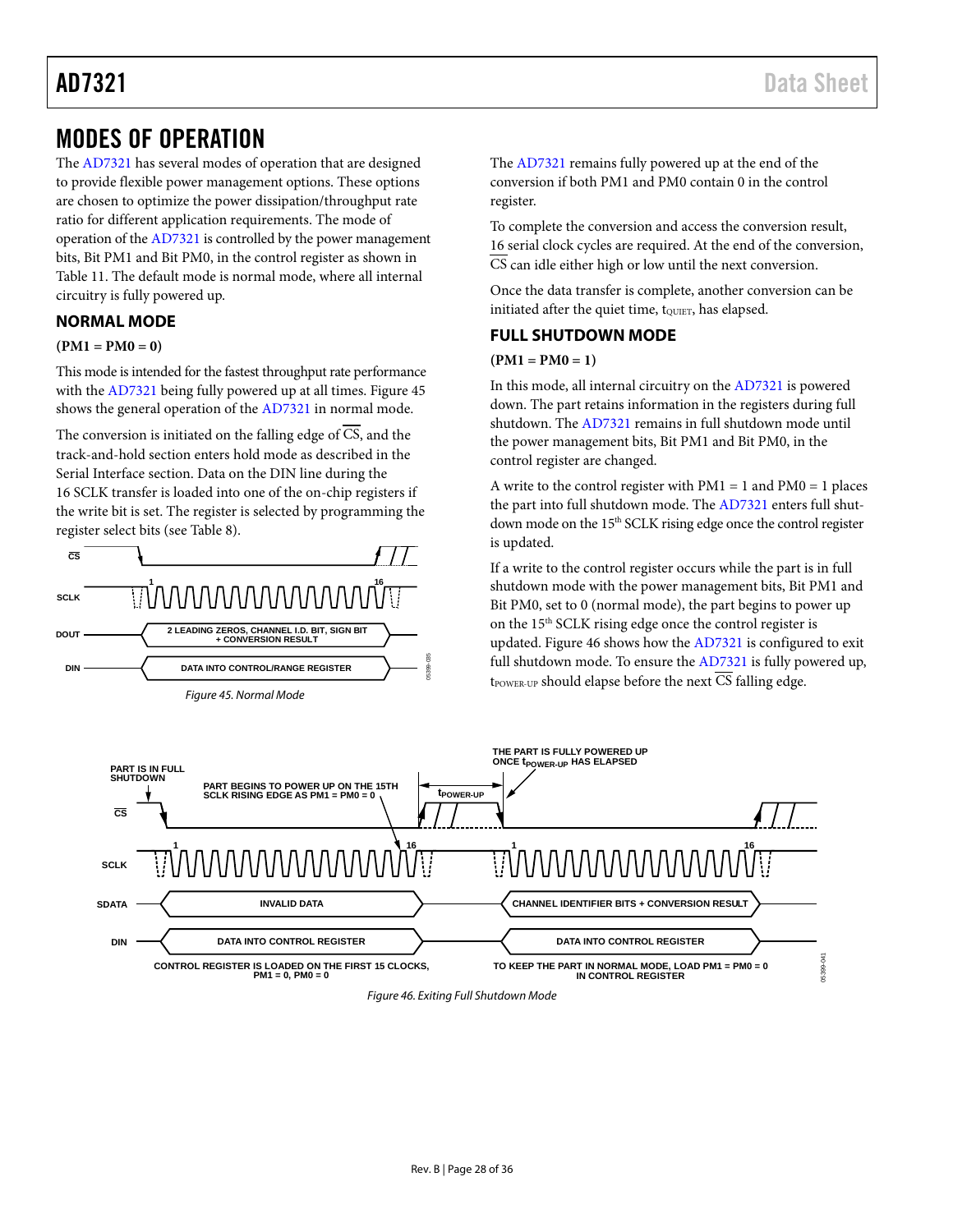# MODES OF OPERATION

The AD7321 has several modes of operation that are designed to provide flexible power management options. These options are chosen to optimize the power dissipation/throughput rate ratio for different application requirements. The mode of operation of the AD7321 is controlled by the power management bits, Bit PM1 and Bit PM0, in the control register as shown in Table 11. The default mode is normal mode, where all internal circuitry is fully powered up.

## NORMAL MODE

**(PM1 = PM0 = 0)**

This mode is intended for the fastest throughput rate performance with the AD7321 being fully powered up at all times. Figure 45 shows the general operation of the AD7321 in normal mode.

The conversion is initiated on the falling edge of $\overline{CS}$, and the track-and-hold section enters hold mode as described in the Serial Interface section. Data on the DIN line during the 16 SCLK transfer is loaded into one of the on-chip registers if the write bit is set. The register is selected by programming the register select bits (see Table 8).

*Figure 45. Normal Mode*

The AD7321 remains fully powered up at the end of the conversion if both PM1 and PM0 contain 0 in the control register.

To complete the conversion and access the conversion result, 16 serial clock cycles are required. At the end of the conversion, $\overline{CS}$ can idle either high or low until the next conversion.

Once the data transfer is complete, another conversion can be initiated after the quiet time, $t_{QUIET}$, has elapsed.

## FULL SHUTDOWN MODE

**(PM1 = PM0 = 1)**

In this mode, all internal circuitry on the AD7321 is powered down. The part retains information in the registers during full shutdown. The AD7321 remains in full shutdown mode until the power management bits, Bit PM1 and Bit PM0, in the control register are changed.

A write to the control register with PM1 = 1 and PM0 = 1 places the part into full shutdown mode. The AD7321 enters full shutdown mode on the 15th SCLK rising edge once the control register is updated.

If a write to the control register occurs while the part is in full shutdown mode with the power management bits, Bit PM1 and Bit PM0, set to 0 (normal mode), the part begins to power up on the 15th SCLK rising edge once the control register is updated. Figure 46 shows how the AD7321 is configured to exit full shutdown mode. To ensure the AD7321 is fully powered up, $t_{POWER\text{-}UP}$ should elapse before the next $\overline{CS}$ falling edge.

*Figure 46. Exiting Full Shutdown Mode*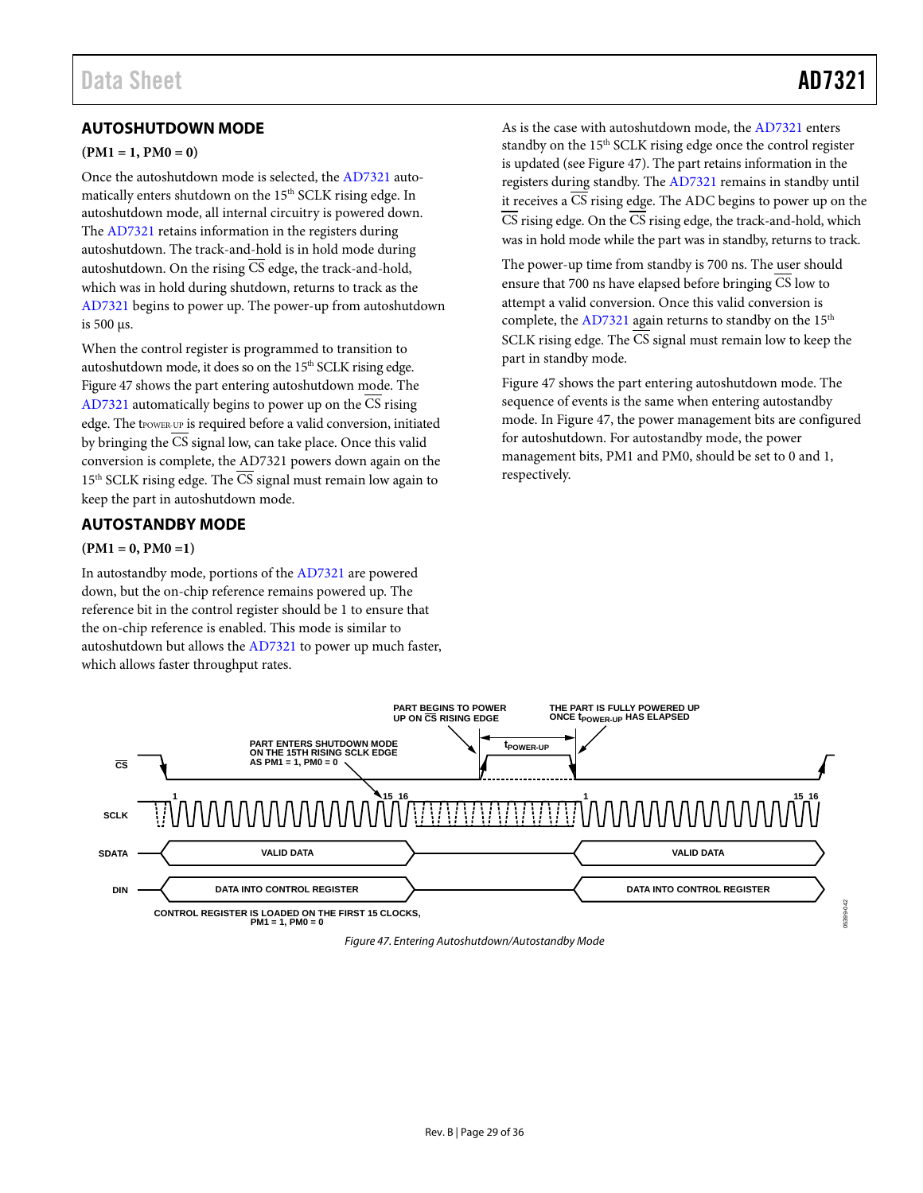## AUTOSHUTDOWN MODE

**(PM1 = 1, PM0 = 0)**

Once the autoshutdown mode is selected, the AD7321 automatically enters shutdown on the 15th SCLK rising edge. In autoshutdown mode, all internal circuitry is powered down. The AD7321 retains information in the registers during autoshutdown. The track-and-hold is in hold mode during autoshutdown. On the rising $\overline{CS}$ edge, the track-and-hold, which was in hold during shutdown, returns to track as the AD7321 begins to power up. The power-up from autoshutdown is 500 µs.

When the control register is programmed to transition to autoshutdown mode, it does so on the 15th SCLK rising edge. Figure 47 shows the part entering autoshutdown mode. The AD7321 automatically begins to power up on the $\overline{CS}$ rising edge. The $t_{POWER-UP}$ is required before a valid conversion, initiated by bringing the $\overline{CS}$ signal low, can take place. Once this valid conversion is complete, the AD7321 powers down again on the 15th SCLK rising edge. The $\overline{CS}$ signal must remain low again to keep the part in autoshutdown mode.

## AUTOSTANDBY MODE

**(PM1 = 0, PM0 =1)**

In autostandby mode, portions of the AD7321 are powered down, but the on-chip reference remains powered up. The reference bit in the control register should be 1 to ensure that the on-chip reference is enabled. This mode is similar to autoshutdown but allows the AD7321 to power up much faster, which allows faster throughput rates.

As is the case with autoshutdown mode, the AD7321 enters standby on the 15th SCLK rising edge once the control register is updated (see Figure 47). The part retains information in the registers during standby. The AD7321 remains in standby until it receives a $\overline{CS}$ rising edge. The ADC begins to power up on the $\overline{CS}$ rising edge. On the $\overline{CS}$ rising edge, the track-and-hold, which was in hold mode while the part was in standby, returns to track.

The power-up time from standby is 700 ns. The user should ensure that 700 ns have elapsed before bringing $\overline{CS}$ low to attempt a valid conversion. Once this valid conversion is complete, the AD7321 again returns to standby on the 15th SCLK rising edge. The $\overline{CS}$ signal must remain low to keep the part in standby mode.

Figure 47 shows the part entering autoshutdown mode. The sequence of events is the same when entering autostandby mode. In Figure 47, the power management bits are configured for autoshutdown. For autostandby mode, the power management bits, PM1 and PM0, should be set to 0 and 1, respectively.

PART BEGINS TO POWER UP ON $\overline{CS}$ RISING EDGE — THE PART IS FULLY POWERED UP ONCE $t_{POWER-UP}$ HAS ELAPSED — PART ENTERS SHUTDOWN MODE ON THE 15TH RISING SCLK EDGE AS PM1 = 1, PM0 = 0 — $\overline{CS}$ — SCLK — SDATA: VALID DATA — DIN: DATA INTO CONTROL REGISTER — CONTROL REGISTER IS LOADED ON THE FIRST 15 CLOCKS, PM1 = 1, PM0 = 0

Figure 47. Entering Autoshutdown/Autostandby Mode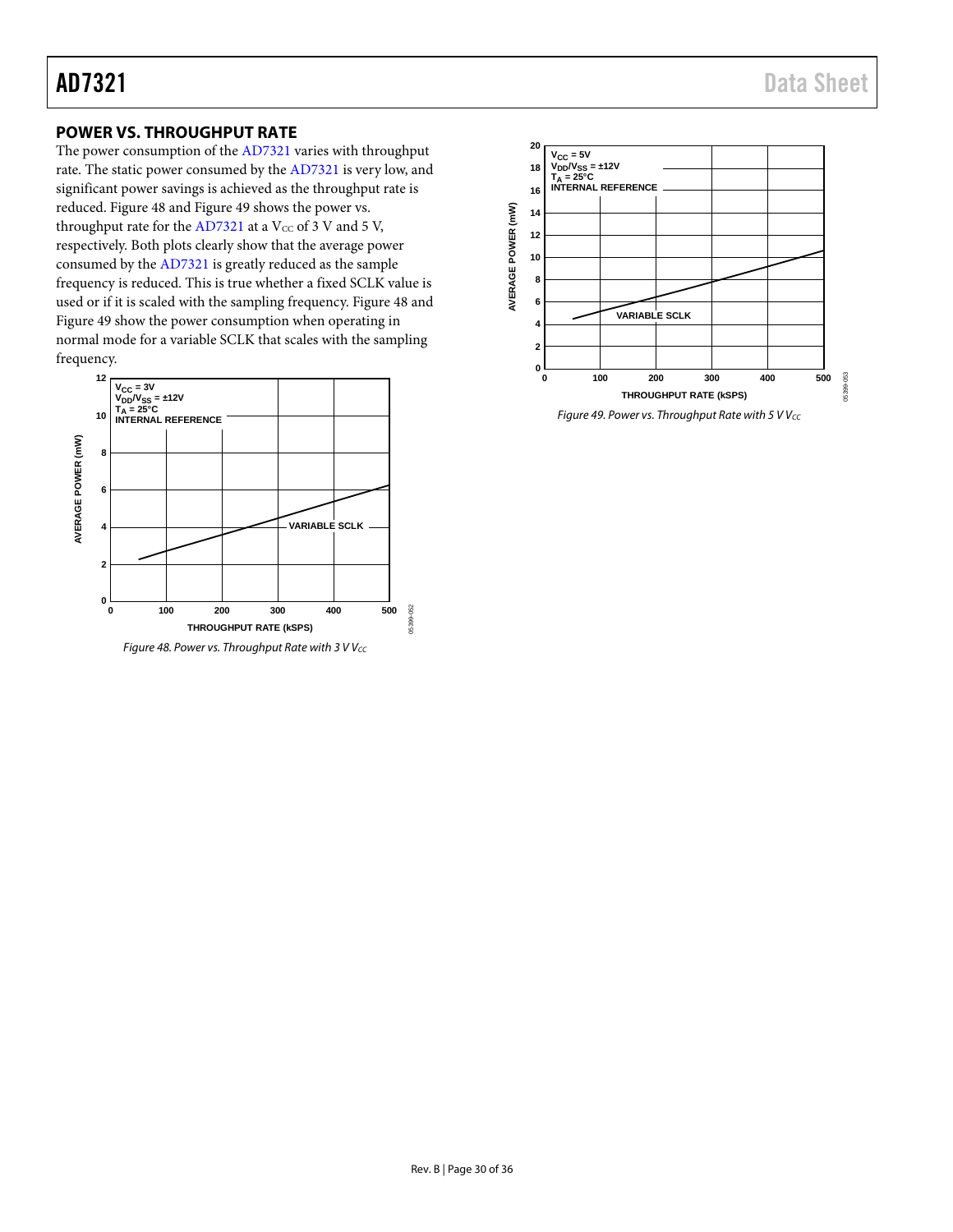## POWER VS. THROUGHPUT RATE

The power consumption of the AD7321 varies with throughput rate. The static power consumed by the AD7321 is very low, and significant power savings is achieved as the throughput rate is reduced. Figure 48 and Figure 49 shows the power vs. throughput rate for the AD7321 at a $V_{CC}$ of 3 V and 5 V, respectively. Both plots clearly show that the average power consumed by the AD7321 is greatly reduced as the sample frequency is reduced. This is true whether a fixed SCLK value is used or if it is scaled with the sampling frequency. Figure 48 and Figure 49 show the power consumption when operating in normal mode for a variable SCLK that scales with the sampling frequency.

*Figure 48. Power vs. Throughput Rate with 3 V $V_{CC}$*

*Figure 49. Power vs. Throughput Rate with 5 V $V_{CC}$*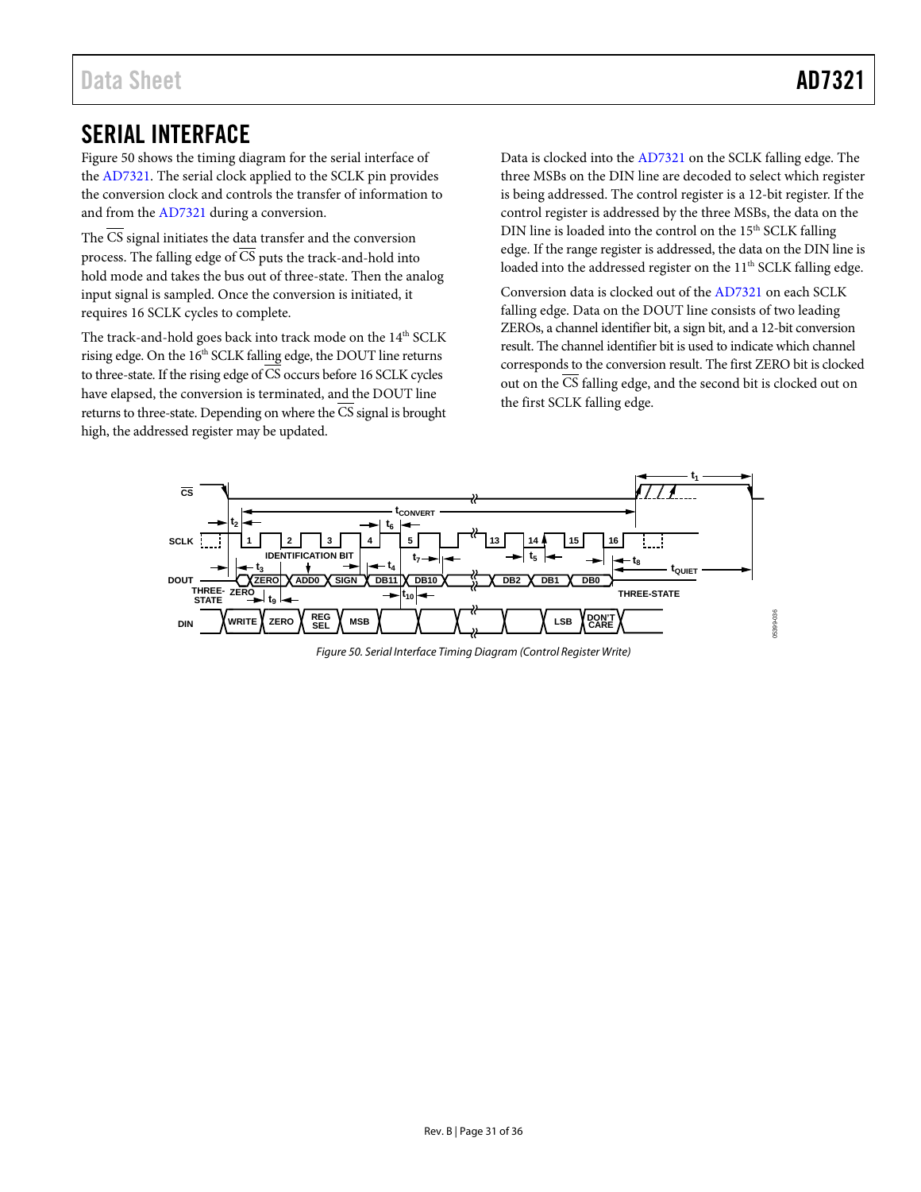## SERIAL INTERFACE

Figure 50 shows the timing diagram for the serial interface of the AD7321. The serial clock applied to the SCLK pin provides the conversion clock and controls the transfer of information to and from the AD7321 during a conversion.

The $\overline{CS}$ signal initiates the data transfer and the conversion process. The falling edge of $\overline{CS}$ puts the track-and-hold into hold mode and takes the bus out of three-state. Then the analog input signal is sampled. Once the conversion is initiated, it requires 16 SCLK cycles to complete.

The track-and-hold goes back into track mode on the 14th SCLK rising edge. On the 16th SCLK falling edge, the DOUT line returns to three-state. If the rising edge of $\overline{CS}$ occurs before 16 SCLK cycles have elapsed, the conversion is terminated, and the DOUT line returns to three-state. Depending on where the $\overline{CS}$ signal is brought high, the addressed register may be updated.

Data is clocked into the AD7321 on the SCLK falling edge. The three MSBs on the DIN line are decoded to select which register is being addressed. The control register is a 12-bit register. If the control register is addressed by the three MSBs, the data on the DIN line is loaded into the control on the 15th SCLK falling edge. If the range register is addressed, the data on the DIN line is loaded into the addressed register on the 11th SCLK falling edge.

Conversion data is clocked out of the AD7321 on each SCLK falling edge. Data on the DOUT line consists of two leading ZEROs, a channel identifier bit, a sign bit, and a 12-bit conversion result. The channel identifier bit is used to indicate which channel corresponds to the conversion result. The first ZERO bit is clocked out on the $\overline{CS}$ falling edge, and the second bit is clocked out on the first SCLK falling edge.

*Figure 50. Serial Interface Timing Diagram (Control Register Write)*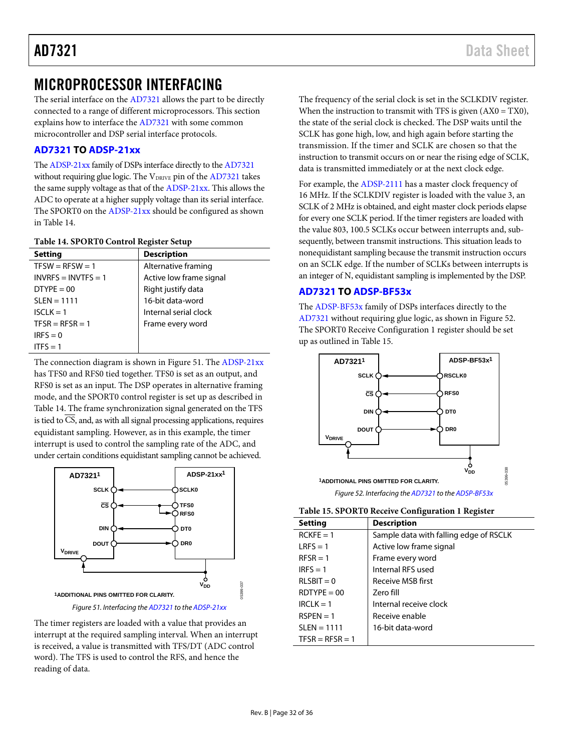# MICROPROCESSOR INTERFACING

The serial interface on the AD7321 allows the part to be directly connected to a range of different microprocessors. This section explains how to interface the AD7321 with some common microcontroller and DSP serial interface protocols.

## AD7321 TO ADSP-21xx

The ADSP-21xx family of DSPs interface directly to the AD7321 without requiring glue logic. The $V_{DRIVE}$ pin of the AD7321 takes the same supply voltage as that of the ADSP-21xx. This allows the ADC to operate at a higher supply voltage than its serial interface. The SPORT0 on the ADSP-21xx should be configured as shown in Table 14.

**Table 14. SPORT0 Control Register Setup**

| Setting | Description |
|---|---|
| TFSW = RFSW = 1 | Alternative framing |
| INVRFS = INVTFS = 1 | Active low frame signal |
| DTYPE = 00 | Right justify data |
| SLEN = 1111 | 16-bit data-word |
| ISCLK = 1 | Internal serial clock |
| TFSR = RFSR = 1 | Frame every word |
| IRFS = 0 | |
| ITFS = 1 | |

The connection diagram is shown in Figure 51. The ADSP-21xx has TFS0 and RFS0 tied together. TFS0 is set as an output, and RFS0 is set as an input. The DSP operates in alternative framing mode, and the SPORT0 control register is set up as described in Table 14. The frame synchronization signal generated on the TFS is tied to CS, and, as with all signal processing applications, requires equidistant sampling. However, as in this example, the timer interrupt is used to control the sampling rate of the ADC, and under certain conditions equidistant sampling cannot be achieved.

*Figure 51. Interfacing the AD7321 to the ADSP-21xx*

The timer registers are loaded with a value that provides an interrupt at the required sampling interval. When an interrupt is received, a value is transmitted with TFS/DT (ADC control word). The TFS is used to control the RFS, and hence the reading of data.

The frequency of the serial clock is set in the SCLKDIV register. When the instruction to transmit with TFS is given (AX0 = TX0), the state of the serial clock is checked. The DSP waits until the SCLK has gone high, low, and high again before starting the transmission. If the timer and SCLK are chosen so that the instruction to transmit occurs on or near the rising edge of SCLK, data is transmitted immediately or at the next clock edge.

For example, the ADSP-2111 has a master clock frequency of 16 MHz. If the SCLKDIV register is loaded with the value 3, an SCLK of 2 MHz is obtained, and eight master clock periods elapse for every one SCLK period. If the timer registers are loaded with the value 803, 100.5 SCLKs occur between interrupts and, subsequently, between transmit instructions. This situation leads to nonequidistant sampling because the transmit instruction occurs on an SCLK edge. If the number of SCLKs between interrupts is an integer of N, equidistant sampling is implemented by the DSP.

## AD7321 TO ADSP-BF53x

The ADSP-BF53x family of DSPs interfaces directly to the AD7321 without requiring glue logic, as shown in Figure 52. The SPORT0 Receive Configuration 1 register should be set up as outlined in Table 15.

*Figure 52. Interfacing the AD7321 to the ADSP-BF53x*

**Table 15. SPORT0 Receive Configuration 1 Register**

| Setting | Description |
|---|---|
| RCKFE = 1 | Sample data with falling edge of RSCLK |
| LRFS = 1 | Active low frame signal |
| RFSR = 1 | Frame every word |
| IRFS = 1 | Internal RFS used |
| RLSBIT = 0 | Receive MSB first |
| RDTYPE = 00 | Zero fill |
| IRCLK = 1 | Internal receive clock |
| RSPEN = 1 | Receive enable |
| SLEN = 1111 | 16-bit data-word |
| TFSR = RFSR = 1 | |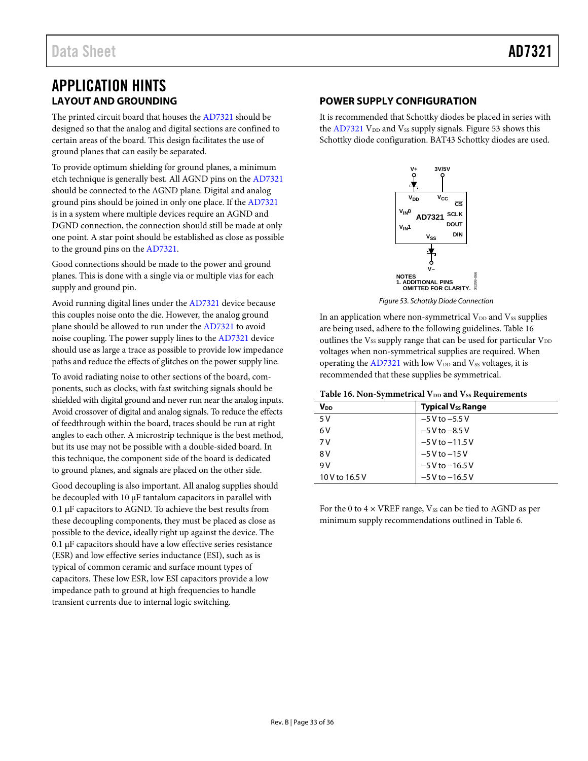# APPLICATION HINTS

## LAYOUT AND GROUNDING

The printed circuit board that houses the AD7321 should be designed so that the analog and digital sections are confined to certain areas of the board. This design facilitates the use of ground planes that can easily be separated.

To provide optimum shielding for ground planes, a minimum etch technique is generally best. All AGND pins on the AD7321 should be connected to the AGND plane. Digital and analog ground pins should be joined in only one place. If the AD7321 is in a system where multiple devices require an AGND and DGND connection, the connection should still be made at only one point. A star point should be established as close as possible to the ground pins on the AD7321.

Good connections should be made to the power and ground planes. This is done with a single via or multiple vias for each supply and ground pin.

Avoid running digital lines under the AD7321 device because this couples noise onto the die. However, the analog ground plane should be allowed to run under the AD7321 to avoid noise coupling. The power supply lines to the AD7321 device should use as large a trace as possible to provide low impedance paths and reduce the effects of glitches on the power supply line.

To avoid radiating noise to other sections of the board, components, such as clocks, with fast switching signals should be shielded with digital ground and never run near the analog inputs. Avoid crossover of digital and analog signals. To reduce the effects of feedthrough within the board, traces should be run at right angles to each other. A microstrip technique is the best method, but its use may not be possible with a double-sided board. In this technique, the component side of the board is dedicated to ground planes, and signals are placed on the other side.

Good decoupling is also important. All analog supplies should be decoupled with 10 µF tantalum capacitors in parallel with 0.1 µF capacitors to AGND. To achieve the best results from these decoupling components, they must be placed as close as possible to the device, ideally right up against the device. The 0.1 µF capacitors should have a low effective series resistance (ESR) and low effective series inductance (ESI), such as is typical of common ceramic and surface mount types of capacitors. These low ESR, low ESI capacitors provide a low impedance path to ground at high frequencies to handle transient currents due to internal logic switching.

## POWER SUPPLY CONFIGURATION

It is recommended that Schottky diodes be placed in series with the AD7321 $V_{DD}$ and $V_{SS}$ supply signals. Figure 53 shows this Schottky diode configuration. BAT43 Schottky diodes are used.

NOTES
1. ADDITIONAL PINS OMITTED FOR CLARITY.

*Figure 53. Schottky Diode Connection*

In an application where non-symmetrical $V_{DD}$ and $V_{SS}$ supplies are being used, adhere to the following guidelines. Table 16 outlines the $V_{SS}$ supply range that can be used for particular $V_{DD}$ voltages when non-symmetrical supplies are required. When operating the AD7321 with low $V_{DD}$ and $V_{SS}$ voltages, it is recommended that these supplies be symmetrical.

**Table 16. Non-Symmetrical $V_{DD}$ and $V_{SS}$ Requirements**

| $V_{DD}$ | Typical $V_{SS}$ Range |
|---|---|
| 5 V | −5 V to −5.5 V |
| 6 V | −5 V to −8.5 V |
| 7 V | −5 V to −11.5 V |
| 8 V | −5 V to −15 V |
| 9 V | −5 V to −16.5 V |
| 10 V to 16.5 V | −5 V to −16.5 V |

For the 0 to 4 × VREF range, $V_{SS}$ can be tied to AGND as per minimum supply recommendations outlined in Table 6.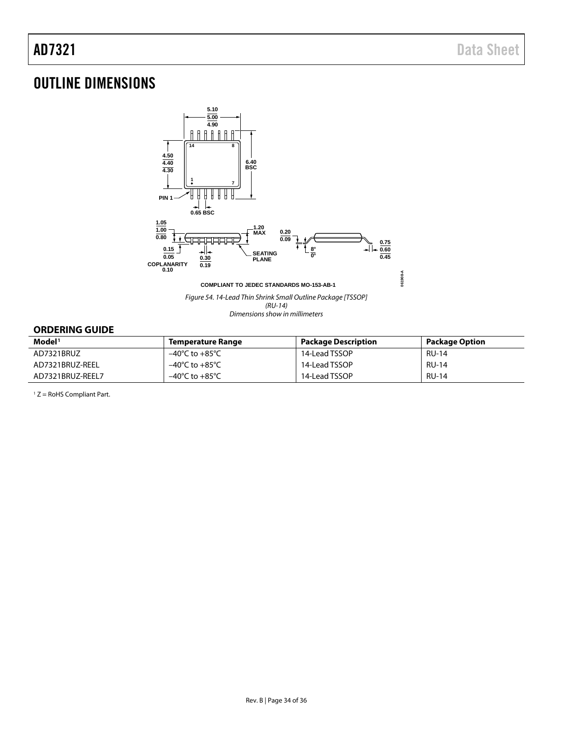# OUTLINE DIMENSIONS

COMPLIANT TO JEDEC STANDARDS MO-153-AB-1

*Figure 54. 14-Lead Thin Shrink Small Outline Package [TSSOP] (RU-14) Dimensions show in millimeters*

## ORDERING GUIDE

| Model[1] | Temperature Range | Package Description | Package Option |
|---|---|---|---|
| AD7321BRUZ | −40°C to +85°C | 14-Lead TSSOP | RU-14 |
| AD7321BRUZ-REEL | −40°C to +85°C | 14-Lead TSSOP | RU-14 |
| AD7321BRUZ-REEL7 | −40°C to +85°C | 14-Lead TSSOP | RU-14 |

[1] Z = RoHS Compliant Part.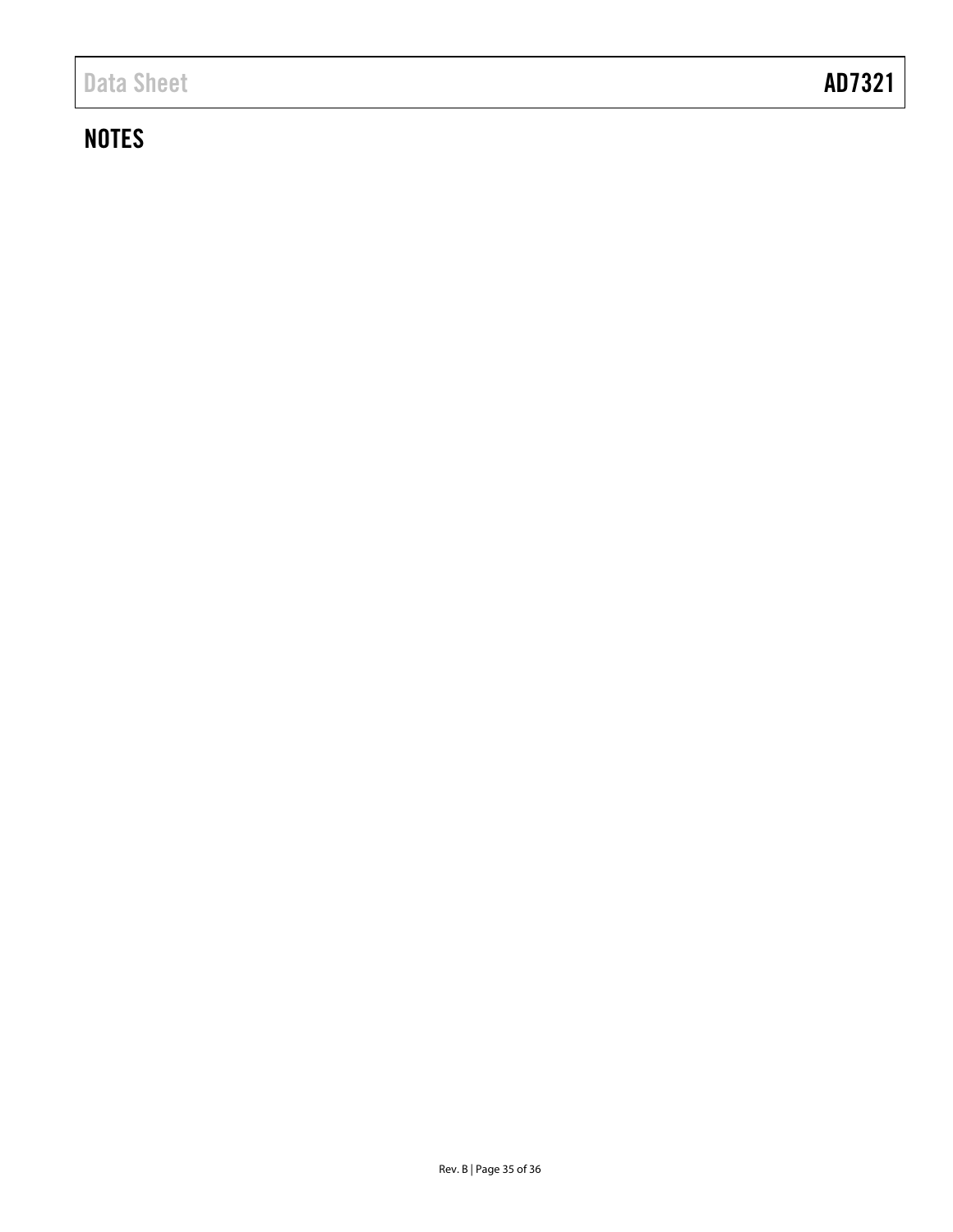## NOTES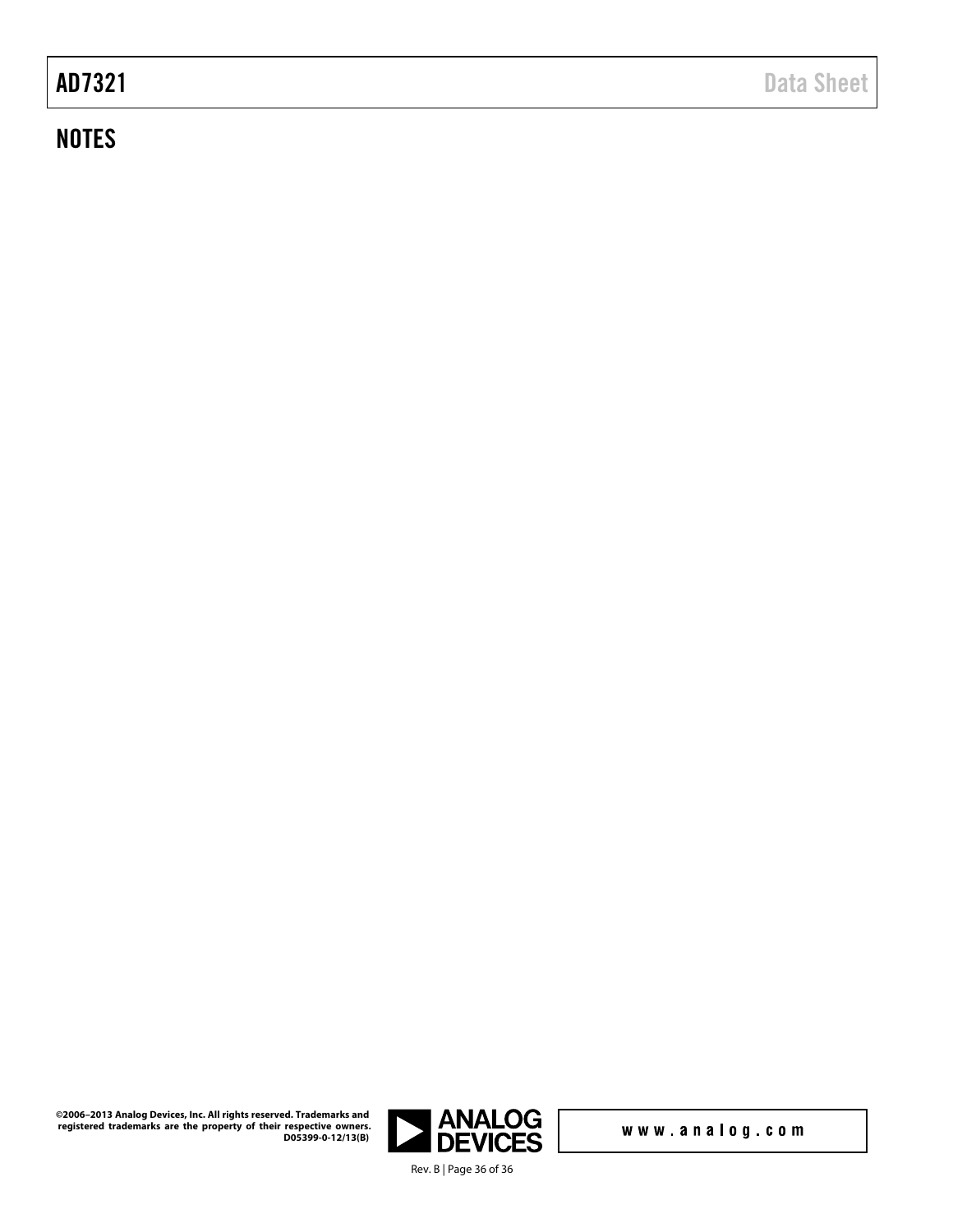## NOTES

©2006–2013 Analog Devices, Inc. All rights reserved. Trademarks and registered trademarks are the property of their respective owners.
D05399-0-12/13(B)

www.analog.com